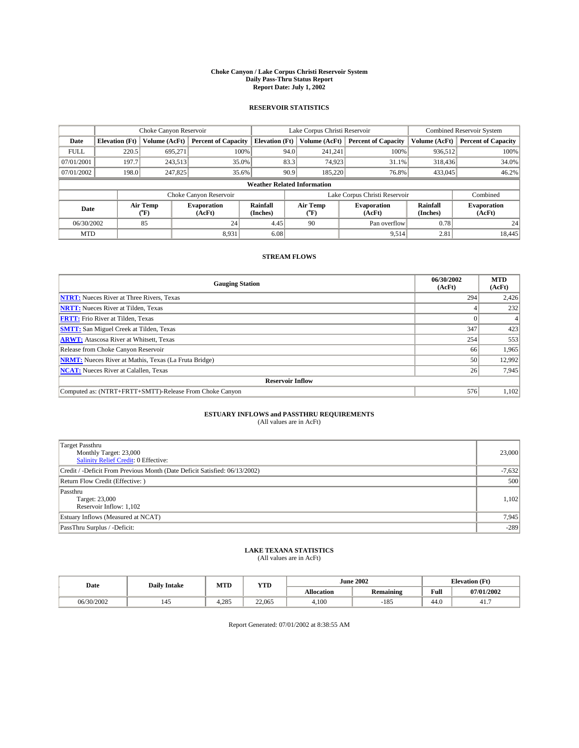# Choke Canyon / Lake Corpus Christi Reservoir System
## Daily Pass-Thru Status Report
### Report Date: July 1, 2002

## RESERVOIR STATISTICS

| | Choke Canyon Reservoir | | | Lake Corpus Christi Reservoir | | | Combined Reservoir System | |
|---|---|---|---|---|---|---|---|---|
| **Date** | **Elevation (Ft)** | **Volume (AcFt)** | **Percent of Capacity** | **Elevation (Ft)** | **Volume (AcFt)** | **Percent of Capacity** | **Volume (AcFt)** | **Percent of Capacity** |
| FULL | 220.5 | 695,271 | 100% | 94.0 | 241,241 | 100% | 936,512 | 100% |
| 07/01/2001 | 197.7 | 243,513 | 35.0% | 83.3 | 74,923 | 31.1% | 318,436 | 34.0% |
| 07/01/2002 | 198.0 | 247,825 | 35.6% | 90.9 | 185,220 | 76.8% | 433,045 | 46.2% |

**Weather Related Information**

| | Choke Canyon Reservoir | | | Lake Corpus Christi Reservoir | | | Combined |
|---|---|---|---|---|---|---|---|
| **Date** | **Air Temp (°F)** | **Evaporation (AcFt)** | **Rainfall (Inches)** | **Air Temp (°F)** | **Evaporation (AcFt)** | **Rainfall (Inches)** | **Evaporation (AcFt)** |
| 06/30/2002 | 85 | 24 | 4.45 | 90 | Pan overflow | 0.78 | 24 |
| MTD | | 8,931 | 6.08 | | 9,514 | 2.81 | 18,445 |

## STREAM FLOWS

| Gauging Station | 06/30/2002 (AcFt) | MTD (AcFt) |
|---|---|---|
| NTRT: Nueces River at Three Rivers, Texas | 294 | 2,426 |
| NRTT: Nueces River at Tilden, Texas | 4 | 232 |
| FRTT: Frio River at Tilden, Texas | 0 | 4 |
| SMTT: San Miguel Creek at Tilden, Texas | 347 | 423 |
| ARWT: Atascosa River at Whitsett, Texas | 254 | 553 |
| Release from Choke Canyon Reservoir | 66 | 1,965 |
| NRMT: Nueces River at Mathis, Texas (La Fruta Bridge) | 50 | 12,992 |
| NCAT: Nueces River at Calallen, Texas | 26 | 7,945 |
| **Reservoir Inflow** | | |
| Computed as: (NTRT+FRTT+SMTT)-Release From Choke Canyon | 576 | 1,102 |

## ESTUARY INFLOWS and PASSTHRU REQUIREMENTS
(All values are in AcFt)

| | |
|---|---|
| Target Passthru<br>Monthly Target: 23,000<br>Salinity Relief Credit: 0 Effective: | 23,000 |
| Credit / -Deficit From Previous Month (Date Deficit Satisfied: 06/13/2002) | -7,632 |
| Return Flow Credit (Effective: ) | 500 |
| Passthru<br>Target: 23,000<br>Reservoir Inflow: 1,102 | 1,102 |
| Estuary Inflows (Measured at NCAT) | 7,945 |
| PassThru Surplus / -Deficit: | -289 |

## LAKE TEXANA STATISTICS
(All values are in AcFt)

| Date | Daily Intake | MTD | YTD | June 2002 | | Elevation (Ft) | |
|---|---|---|---|---|---|---|---|
| | | | | **Allocation** | **Remaining** | **Full** | **07/01/2002** |
| 06/30/2002 | 145 | 4,285 | 22,065 | 4,100 | -185 | 44.0 | 41.7 |

Report Generated: 07/01/2002 at 8:38:55 AM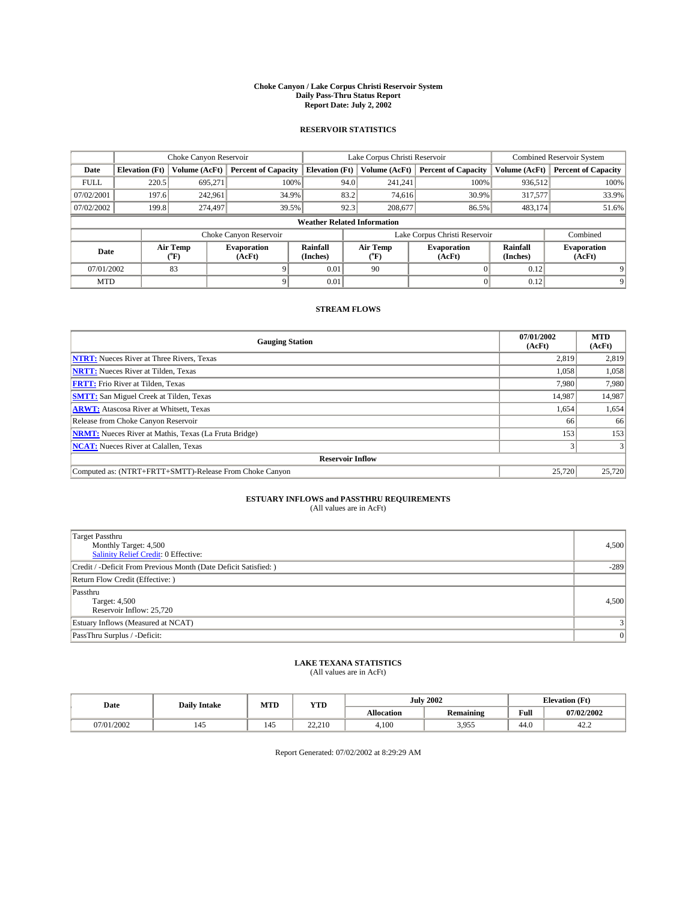# Choke Canyon / Lake Corpus Christi Reservoir System
## Daily Pass-Thru Status Report
### Report Date: July 2, 2002

## RESERVOIR STATISTICS

| | Choke Canyon Reservoir | | | Lake Corpus Christi Reservoir | | | Combined Reservoir System | |
|---|---|---|---|---|---|---|---|---|
| Date | Elevation (Ft) | Volume (AcFt) | Percent of Capacity | Elevation (Ft) | Volume (AcFt) | Percent of Capacity | Volume (AcFt) | Percent of Capacity |
| FULL | 220.5 | 695,271 | 100% | 94.0 | 241,241 | 100% | 936,512 | 100% |
| 07/02/2001 | 197.6 | 242,961 | 34.9% | 83.2 | 74,616 | 30.9% | 317,577 | 33.9% |
| 07/02/2002 | 199.8 | 274,497 | 39.5% | 92.3 | 208,677 | 86.5% | 483,174 | 51.6% |

**Weather Related Information**

| | Choke Canyon Reservoir | | | Lake Corpus Christi Reservoir | | | Combined |
|---|---|---|---|---|---|---|---|
| Date | Air Temp (°F) | Evaporation (AcFt) | Rainfall (Inches) | Air Temp (°F) | Evaporation (AcFt) | Rainfall (Inches) | Evaporation (AcFt) |
| 07/01/2002 | 83 | 9 | 0.01 | 90 | 0 | 0.12 | 9 |
| MTD | | 9 | 0.01 | | 0 | 0.12 | 9 |

## STREAM FLOWS

| Gauging Station | 07/01/2002 (AcFt) | MTD (AcFt) |
|---|---|---|
| NTRT: Nueces River at Three Rivers, Texas | 2,819 | 2,819 |
| NRTT: Nueces River at Tilden, Texas | 1,058 | 1,058 |
| FRTT: Frio River at Tilden, Texas | 7,980 | 7,980 |
| SMTT: San Miguel Creek at Tilden, Texas | 14,987 | 14,987 |
| ARWT: Atascosa River at Whitsett, Texas | 1,654 | 1,654 |
| Release from Choke Canyon Reservoir | 66 | 66 |
| NRMT: Nueces River at Mathis, Texas (La Fruta Bridge) | 153 | 153 |
| NCAT: Nueces River at Calallen, Texas | 3 | 3 |
| **Reservoir Inflow** | | |
| Computed as: (NTRT+FRTT+SMTT)-Release From Choke Canyon | 25,720 | 25,720 |

## ESTUARY INFLOWS and PASSTHRU REQUIREMENTS
(All values are in AcFt)

| | |
|---|---|
| Target Passthru<br>Monthly Target: 4,500<br>Salinity Relief Credit: 0 Effective: | 4,500 |
| Credit / -Deficit From Previous Month (Date Deficit Satisfied: ) | -289 |
| Return Flow Credit (Effective: ) | |
| Passthru<br>Target: 4,500<br>Reservoir Inflow: 25,720 | 4,500 |
| Estuary Inflows (Measured at NCAT) | 3 |
| PassThru Surplus / -Deficit: | 0 |

## LAKE TEXANA STATISTICS
(All values are in AcFt)

| Date | Daily Intake | MTD | YTD | July 2002 | | Elevation (Ft) | |
|---|---|---|---|---|---|---|---|
| | | | | Allocation | Remaining | Full | 07/02/2002 |
| 07/01/2002 | 145 | 145 | 22,210 | 4,100 | 3,955 | 44.0 | 42.2 |

Report Generated: 07/02/2002 at 8:29:29 AM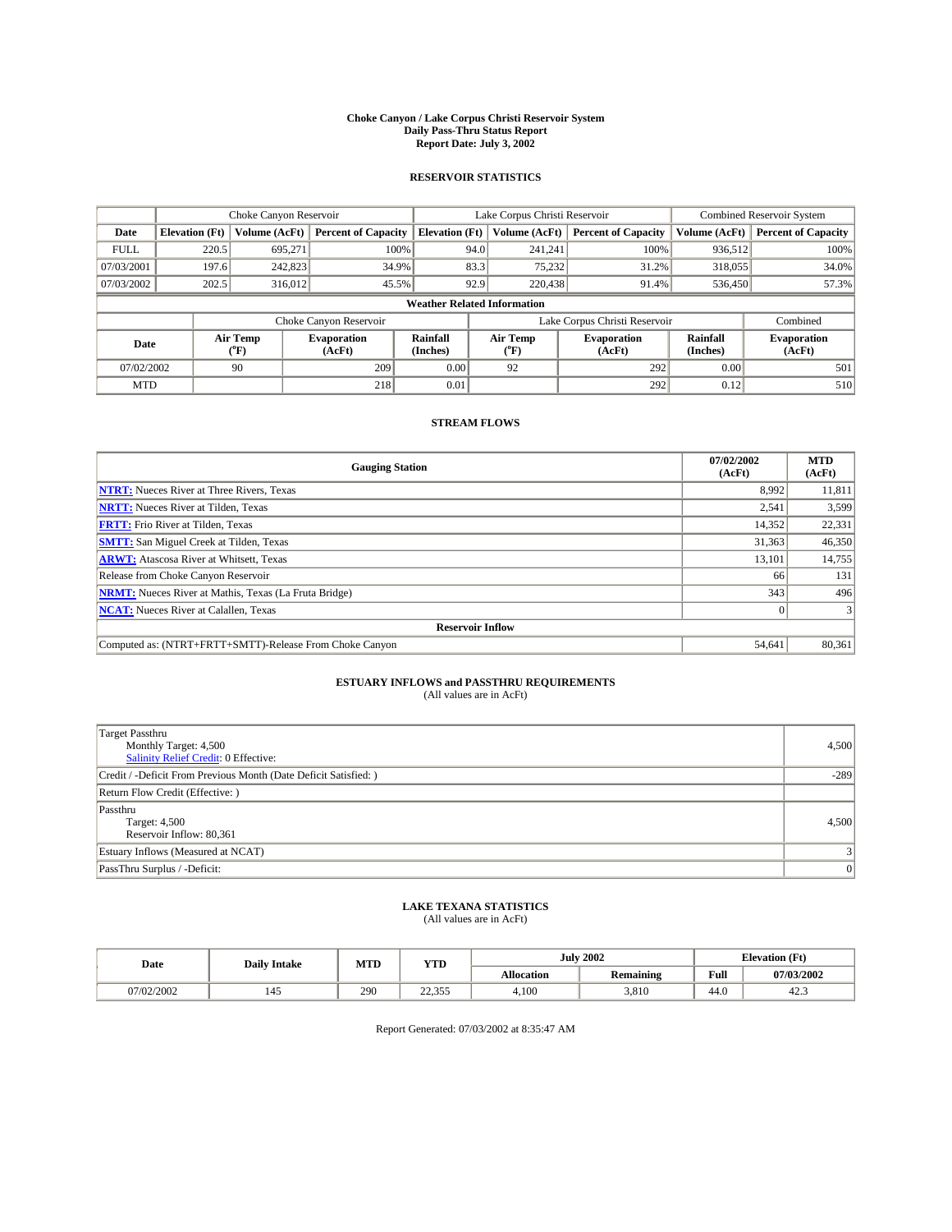# Choke Canyon / Lake Corpus Christi Reservoir System
## Daily Pass-Thru Status Report
### Report Date: July 3, 2002

## RESERVOIR STATISTICS

| | Choke Canyon Reservoir | | | Lake Corpus Christi Reservoir | | | Combined Reservoir System | |
|---|---|---|---|---|---|---|---|---|
| **Date** | **Elevation (Ft)** | **Volume (AcFt)** | **Percent of Capacity** | **Elevation (Ft)** | **Volume (AcFt)** | **Percent of Capacity** | **Volume (AcFt)** | **Percent of Capacity** |
| FULL | 220.5 | 695,271 | 100% | 94.0 | 241,241 | 100% | 936,512 | 100% |
| 07/03/2001 | 197.6 | 242,823 | 34.9% | 83.3 | 75,232 | 31.2% | 318,055 | 34.0% |
| 07/03/2002 | 202.5 | 316,012 | 45.5% | 92.9 | 220,438 | 91.4% | 536,450 | 57.3% |

**Weather Related Information**

| | Choke Canyon Reservoir | | | Lake Corpus Christi Reservoir | | | Combined |
|---|---|---|---|---|---|---|---|
| **Date** | **Air Temp (°F)** | **Evaporation (AcFt)** | **Rainfall (Inches)** | **Air Temp (°F)** | **Evaporation (AcFt)** | **Rainfall (Inches)** | **Evaporation (AcFt)** |
| 07/02/2002 | 90 | 209 | 0.00 | 92 | 292 | 0.00 | 501 |
| MTD | | 218 | 0.01 | | 292 | 0.12 | 510 |

## STREAM FLOWS

| Gauging Station | 07/02/2002 (AcFt) | MTD (AcFt) |
|---|---|---|
| NTRT: Nueces River at Three Rivers, Texas | 8,992 | 11,811 |
| NRTT: Nueces River at Tilden, Texas | 2,541 | 3,599 |
| FRTT: Frio River at Tilden, Texas | 14,352 | 22,331 |
| SMTT: San Miguel Creek at Tilden, Texas | 31,363 | 46,350 |
| ARWT: Atascosa River at Whitsett, Texas | 13,101 | 14,755 |
| Release from Choke Canyon Reservoir | 66 | 131 |
| NRMT: Nueces River at Mathis, Texas (La Fruta Bridge) | 343 | 496 |
| NCAT: Nueces River at Calallen, Texas | 0 | 3 |
| **Reservoir Inflow** | | |
| Computed as: (NTRT+FRTT+SMTT)-Release From Choke Canyon | 54,641 | 80,361 |

## ESTUARY INFLOWS and PASSTHRU REQUIREMENTS
(All values are in AcFt)

| | |
|---|---|
| Target Passthru<br>Monthly Target: 4,500<br>Salinity Relief Credit: 0 Effective: | 4,500 |
| Credit / -Deficit From Previous Month (Date Deficit Satisfied: ) | -289 |
| Return Flow Credit (Effective: ) | |
| Passthru<br>Target: 4,500<br>Reservoir Inflow: 80,361 | 4,500 |
| Estuary Inflows (Measured at NCAT) | 3 |
| PassThru Surplus / -Deficit: | 0 |

## LAKE TEXANA STATISTICS
(All values are in AcFt)

| Date | Daily Intake | MTD | YTD | July 2002 | | Elevation (Ft) | |
|---|---|---|---|---|---|---|---|
| | | | | **Allocation** | **Remaining** | **Full** | **07/03/2002** |
| 07/02/2002 | 145 | 290 | 22,355 | 4,100 | 3,810 | 44.0 | 42.3 |

Report Generated: 07/03/2002 at 8:35:47 AM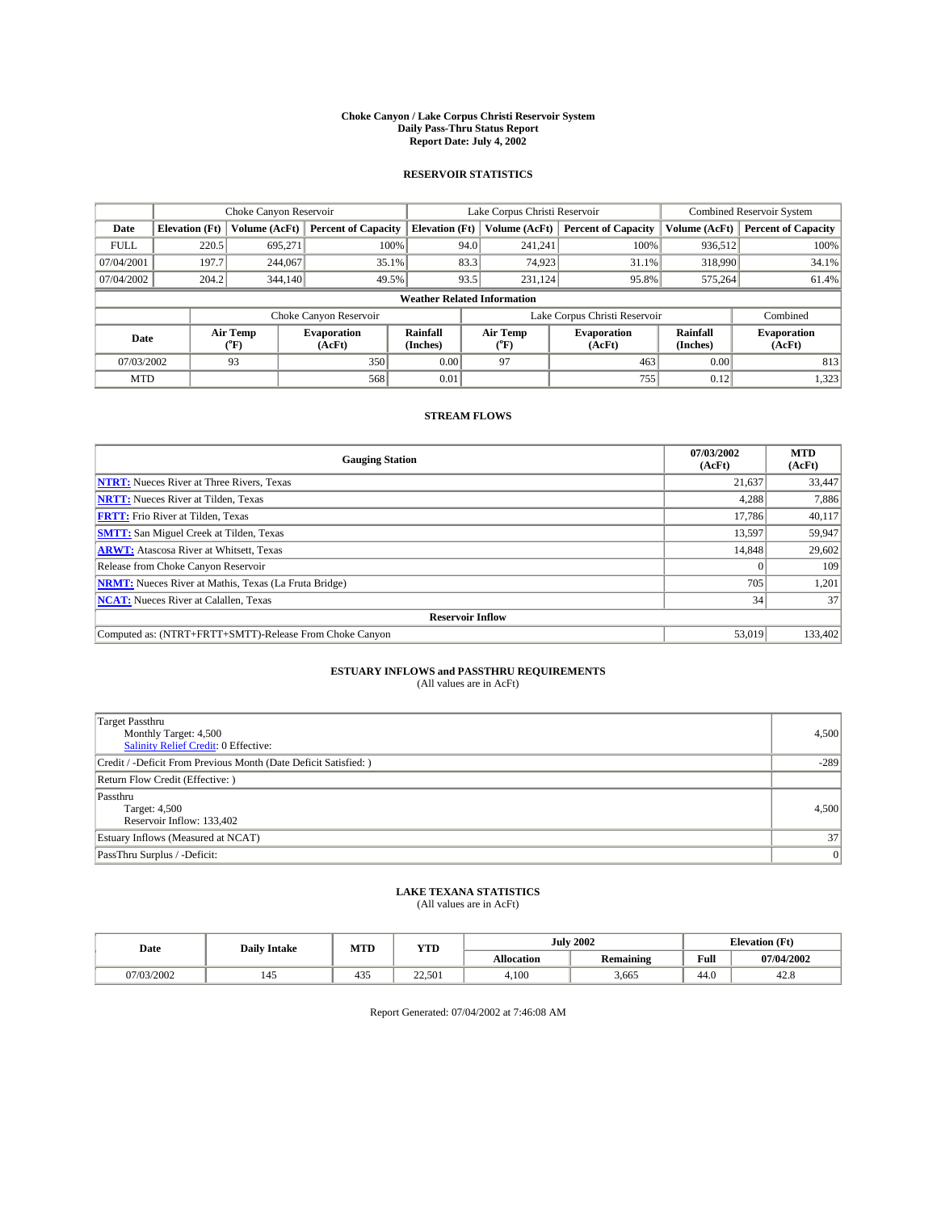# Choke Canyon / Lake Corpus Christi Reservoir System
## Daily Pass-Thru Status Report
## Report Date: July 4, 2002

### RESERVOIR STATISTICS

| | Choke Canyon Reservoir | | | Lake Corpus Christi Reservoir | | | Combined Reservoir System | |
|---|---|---|---|---|---|---|---|---|
| Date | Elevation (Ft) | Volume (AcFt) | Percent of Capacity | Elevation (Ft) | Volume (AcFt) | Percent of Capacity | Volume (AcFt) | Percent of Capacity |
| FULL | 220.5 | 695,271 | 100% | 94.0 | 241,241 | 100% | 936,512 | 100% |
| 07/04/2001 | 197.7 | 244,067 | 35.1% | 83.3 | 74,923 | 31.1% | 318,990 | 34.1% |
| 07/04/2002 | 204.2 | 344,140 | 49.5% | 93.5 | 231,124 | 95.8% | 575,264 | 61.4% |

**Weather Related Information**

| | Choke Canyon Reservoir | | | Lake Corpus Christi Reservoir | | | Combined |
|---|---|---|---|---|---|---|---|
| Date | Air Temp (°F) | Evaporation (AcFt) | Rainfall (Inches) | Air Temp (°F) | Evaporation (AcFt) | Rainfall (Inches) | Evaporation (AcFt) |
| 07/03/2002 | 93 | 350 | 0.00 | 97 | 463 | 0.00 | 813 |
| MTD | | 568 | 0.01 | | 755 | 0.12 | 1,323 |

### STREAM FLOWS

| Gauging Station | 07/03/2002 (AcFt) | MTD (AcFt) |
|---|---|---|
| NTRT: Nueces River at Three Rivers, Texas | 21,637 | 33,447 |
| NRTT: Nueces River at Tilden, Texas | 4,288 | 7,886 |
| FRTT: Frio River at Tilden, Texas | 17,786 | 40,117 |
| SMTT: San Miguel Creek at Tilden, Texas | 13,597 | 59,947 |
| ARWT: Atascosa River at Whitsett, Texas | 14,848 | 29,602 |
| Release from Choke Canyon Reservoir | 0 | 109 |
| NRMT: Nueces River at Mathis, Texas (La Fruta Bridge) | 705 | 1,201 |
| NCAT: Nueces River at Calallen, Texas | 34 | 37 |
| **Reservoir Inflow** | | |
| Computed as: (NTRT+FRTT+SMTT)-Release From Choke Canyon | 53,019 | 133,402 |

### ESTUARY INFLOWS and PASSTHRU REQUIREMENTS
(All values are in AcFt)

| | |
|---|---|
| Target Passthru<br>Monthly Target: 4,500<br>Salinity Relief Credit: 0 Effective: | 4,500 |
| Credit / -Deficit From Previous Month (Date Deficit Satisfied: ) | -289 |
| Return Flow Credit (Effective: ) | |
| Passthru<br>Target: 4,500<br>Reservoir Inflow: 133,402 | 4,500 |
| Estuary Inflows (Measured at NCAT) | 37 |
| PassThru Surplus / -Deficit: | 0 |

### LAKE TEXANA STATISTICS
(All values are in AcFt)

| Date | Daily Intake | MTD | YTD | July 2002 | | Elevation (Ft) | |
|---|---|---|---|---|---|---|---|
| | | | | Allocation | Remaining | Full | 07/04/2002 |
| 07/03/2002 | 145 | 435 | 22,501 | 4,100 | 3,665 | 44.0 | 42.8 |

Report Generated: 07/04/2002 at 7:46:08 AM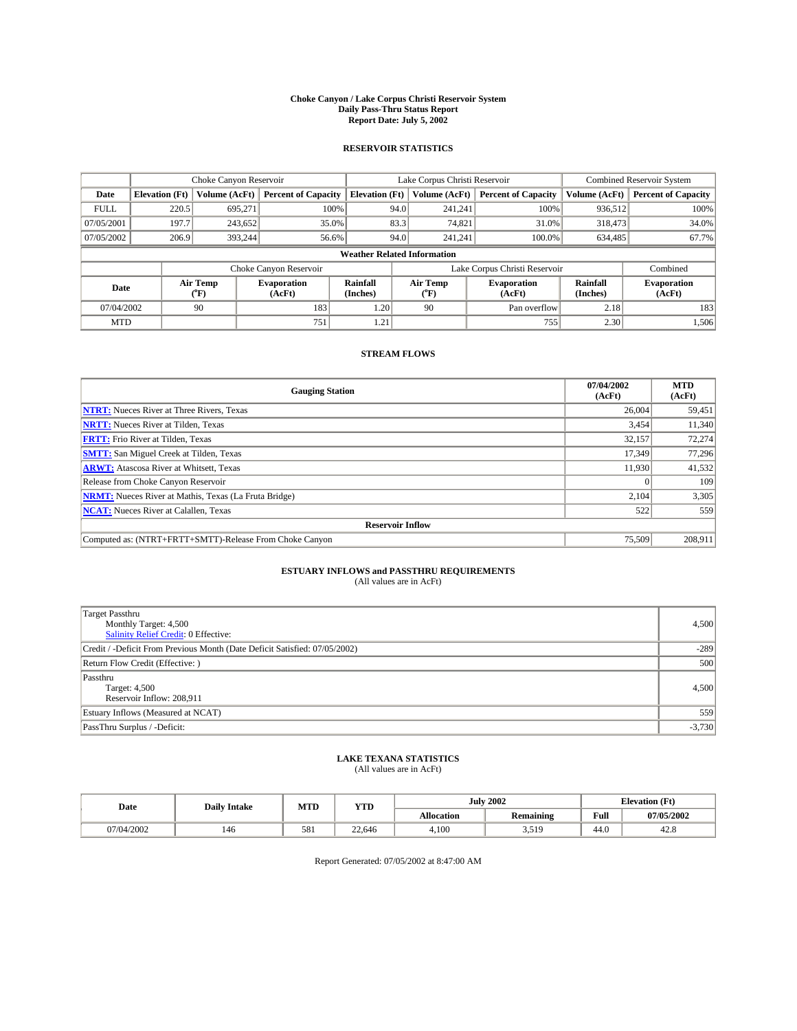# Choke Canyon / Lake Corpus Christi Reservoir System
## Daily Pass-Thru Status Report
### Report Date: July 5, 2002

### RESERVOIR STATISTICS

| | Choke Canyon Reservoir | | | Lake Corpus Christi Reservoir | | | Combined Reservoir System | |
|---|---|---|---|---|---|---|---|---|
| Date | Elevation (Ft) | Volume (AcFt) | Percent of Capacity | Elevation (Ft) | Volume (AcFt) | Percent of Capacity | Volume (AcFt) | Percent of Capacity |
| FULL | 220.5 | 695,271 | 100% | 94.0 | 241,241 | 100% | 936,512 | 100% |
| 07/05/2001 | 197.7 | 243,652 | 35.0% | 83.3 | 74,821 | 31.0% | 318,473 | 34.0% |
| 07/05/2002 | 206.9 | 393,244 | 56.6% | 94.0 | 241,241 | 100.0% | 634,485 | 67.7% |

**Weather Related Information**

| | Choke Canyon Reservoir | | | Lake Corpus Christi Reservoir | | | Combined |
|---|---|---|---|---|---|---|---|
| Date | Air Temp (°F) | Evaporation (AcFt) | Rainfall (Inches) | Air Temp (°F) | Evaporation (AcFt) | Rainfall (Inches) | Evaporation (AcFt) |
| 07/04/2002 | 90 | 183 | 1.20 | 90 | Pan overflow | 2.18 | 183 |
| MTD | | 751 | 1.21 | | 755 | 2.30 | 1,506 |

### STREAM FLOWS

| Gauging Station | 07/04/2002 (AcFt) | MTD (AcFt) |
|---|---|---|
| **NTRT:** Nueces River at Three Rivers, Texas | 26,004 | 59,451 |
| **NRTT:** Nueces River at Tilden, Texas | 3,454 | 11,340 |
| **FRTT:** Frio River at Tilden, Texas | 32,157 | 72,274 |
| **SMTT:** San Miguel Creek at Tilden, Texas | 17,349 | 77,296 |
| **ARWT:** Atascosa River at Whitsett, Texas | 11,930 | 41,532 |
| Release from Choke Canyon Reservoir | 0 | 109 |
| **NRMT:** Nueces River at Mathis, Texas (La Fruta Bridge) | 2,104 | 3,305 |
| **NCAT:** Nueces River at Calallen, Texas | 522 | 559 |
| **Reservoir Inflow** | | |
| Computed as: (NTRT+FRTT+SMTT)-Release From Choke Canyon | 75,509 | 208,911 |

### ESTUARY INFLOWS and PASSTHRU REQUIREMENTS
(All values are in AcFt)

| | |
|---|---|
| Target Passthru<br>Monthly Target: 4,500<br>Salinity Relief Credit: 0 Effective: | 4,500 |
| Credit / -Deficit From Previous Month (Date Deficit Satisfied: 07/05/2002) | -289 |
| Return Flow Credit (Effective: ) | 500 |
| Passthru<br>Target: 4,500<br>Reservoir Inflow: 208,911 | 4,500 |
| Estuary Inflows (Measured at NCAT) | 559 |
| PassThru Surplus / -Deficit: | -3,730 |

### LAKE TEXANA STATISTICS
(All values are in AcFt)

| Date | Daily Intake | MTD | YTD | July 2002 | | Elevation (Ft) | |
|---|---|---|---|---|---|---|---|
| | | | | Allocation | Remaining | Full | 07/05/2002 |
| 07/04/2002 | 146 | 581 | 22,646 | 4,100 | 3,519 | 44.0 | 42.8 |

Report Generated: 07/05/2002 at 8:47:00 AM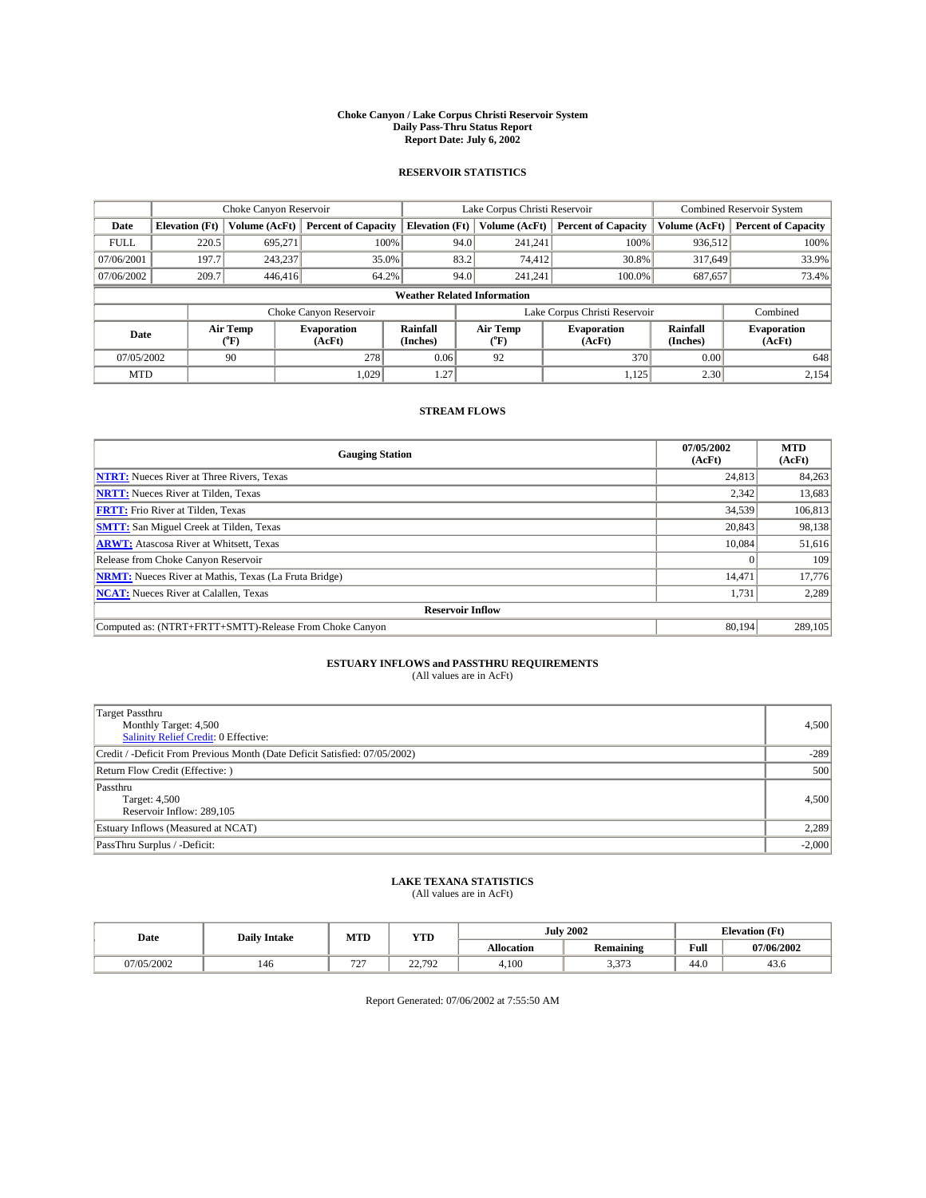# Choke Canyon / Lake Corpus Christi Reservoir System
## Daily Pass-Thru Status Report
### Report Date: July 6, 2002

## RESERVOIR STATISTICS

| | Choke Canyon Reservoir | | | Lake Corpus Christi Reservoir | | | Combined Reservoir System | |
|---|---|---|---|---|---|---|---|---|
| Date | Elevation (Ft) | Volume (AcFt) | Percent of Capacity | Elevation (Ft) | Volume (AcFt) | Percent of Capacity | Volume (AcFt) | Percent of Capacity |
| FULL | 220.5 | 695,271 | 100% | 94.0 | 241,241 | 100% | 936,512 | 100% |
| 07/06/2001 | 197.7 | 243,237 | 35.0% | 83.2 | 74,412 | 30.8% | 317,649 | 33.9% |
| 07/06/2002 | 209.7 | 446,416 | 64.2% | 94.0 | 241,241 | 100.0% | 687,657 | 73.4% |

**Weather Related Information**

| | Choke Canyon Reservoir | | | Lake Corpus Christi Reservoir | | | Combined |
|---|---|---|---|---|---|---|---|
| Date | Air Temp (°F) | Evaporation (AcFt) | Rainfall (Inches) | Air Temp (°F) | Evaporation (AcFt) | Rainfall (Inches) | Evaporation (AcFt) |
| 07/05/2002 | 90 | 278 | 0.06 | 92 | 370 | 0.00 | 648 |
| MTD | | 1,029 | 1.27 | | 1,125 | 2.30 | 2,154 |

## STREAM FLOWS

| Gauging Station | 07/05/2002 (AcFt) | MTD (AcFt) |
|---|---|---|
| NTRT: Nueces River at Three Rivers, Texas | 24,813 | 84,263 |
| NRTT: Nueces River at Tilden, Texas | 2,342 | 13,683 |
| FRTT: Frio River at Tilden, Texas | 34,539 | 106,813 |
| SMTT: San Miguel Creek at Tilden, Texas | 20,843 | 98,138 |
| ARWT: Atascosa River at Whitsett, Texas | 10,084 | 51,616 |
| Release from Choke Canyon Reservoir | 0 | 109 |
| NRMT: Nueces River at Mathis, Texas (La Fruta Bridge) | 14,471 | 17,776 |
| NCAT: Nueces River at Calallen, Texas | 1,731 | 2,289 |
| **Reservoir Inflow** | | |
| Computed as: (NTRT+FRTT+SMTT)-Release From Choke Canyon | 80,194 | 289,105 |

## ESTUARY INFLOWS and PASSTHRU REQUIREMENTS
(All values are in AcFt)

| | |
|---|---|
| Target Passthru<br>Monthly Target: 4,500<br>Salinity Relief Credit: 0 Effective: | 4,500 |
| Credit / -Deficit From Previous Month (Date Deficit Satisfied: 07/05/2002) | -289 |
| Return Flow Credit (Effective: ) | 500 |
| Passthru<br>Target: 4,500<br>Reservoir Inflow: 289,105 | 4,500 |
| Estuary Inflows (Measured at NCAT) | 2,289 |
| PassThru Surplus / -Deficit: | -2,000 |

## LAKE TEXANA STATISTICS
(All values are in AcFt)

| Date | Daily Intake | MTD | YTD | July 2002 | | Elevation (Ft) | |
|---|---|---|---|---|---|---|---|
| | | | | Allocation | Remaining | Full | 07/06/2002 |
| 07/05/2002 | 146 | 727 | 22,792 | 4,100 | 3,373 | 44.0 | 43.6 |

Report Generated: 07/06/2002 at 7:55:50 AM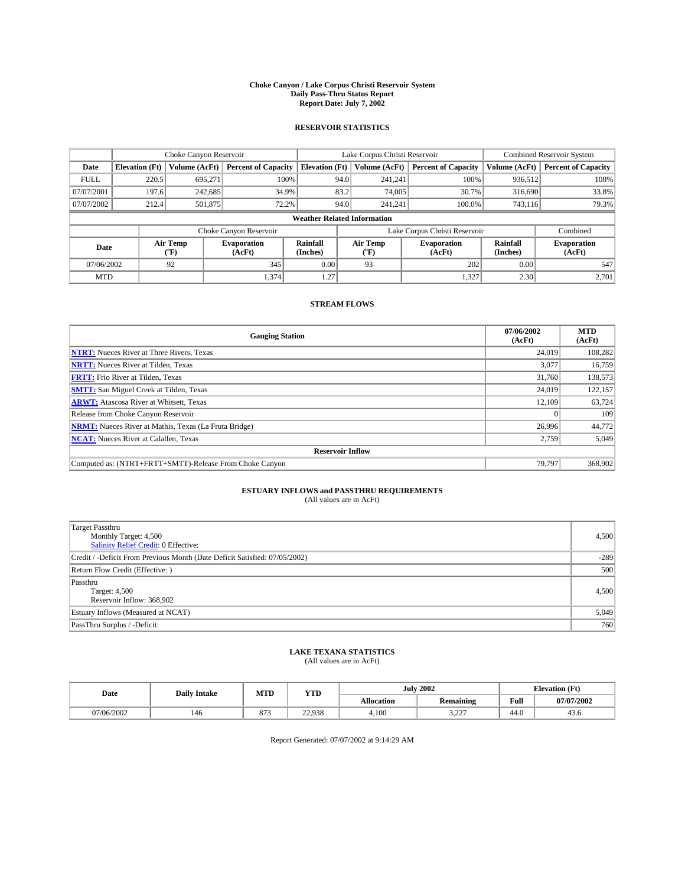# Choke Canyon / Lake Corpus Christi Reservoir System
## Daily Pass-Thru Status Report
## Report Date: July 7, 2002

### RESERVOIR STATISTICS

| | Choke Canyon Reservoir | | | Lake Corpus Christi Reservoir | | | Combined Reservoir System | |
|---|---|---|---|---|---|---|---|---|
| Date | Elevation (Ft) | Volume (AcFt) | Percent of Capacity | Elevation (Ft) | Volume (AcFt) | Percent of Capacity | Volume (AcFt) | Percent of Capacity |
| FULL | 220.5 | 695,271 | 100% | 94.0 | 241,241 | 100% | 936,512 | 100% |
| 07/07/2001 | 197.6 | 242,685 | 34.9% | 83.2 | 74,005 | 30.7% | 316,690 | 33.8% |
| 07/07/2002 | 212.4 | 501,875 | 72.2% | 94.0 | 241,241 | 100.0% | 743,116 | 79.3% |

**Weather Related Information**

| | Choke Canyon Reservoir | | | Lake Corpus Christi Reservoir | | | Combined |
|---|---|---|---|---|---|---|---|
| Date | Air Temp (°F) | Evaporation (AcFt) | Rainfall (Inches) | Air Temp (°F) | Evaporation (AcFt) | Rainfall (Inches) | Evaporation (AcFt) |
| 07/06/2002 | 92 | 345 | 0.00 | 93 | 202 | 0.00 | 547 |
| MTD | | 1,374 | 1.27 | | 1,327 | 2.30 | 2,701 |

### STREAM FLOWS

| Gauging Station | 07/06/2002 (AcFt) | MTD (AcFt) |
|---|---|---|
| NTRT: Nueces River at Three Rivers, Texas | 24,019 | 108,282 |
| NRTT: Nueces River at Tilden, Texas | 3,077 | 16,759 |
| FRTT: Frio River at Tilden, Texas | 31,760 | 138,573 |
| SMTT: San Miguel Creek at Tilden, Texas | 24,019 | 122,157 |
| ARWT: Atascosa River at Whitsett, Texas | 12,109 | 63,724 |
| Release from Choke Canyon Reservoir | 0 | 109 |
| NRMT: Nueces River at Mathis, Texas (La Fruta Bridge) | 26,996 | 44,772 |
| NCAT: Nueces River at Calallen, Texas | 2,759 | 5,049 |
| **Reservoir Inflow** | | |
| Computed as: (NTRT+FRTT+SMTT)-Release From Choke Canyon | 79,797 | 368,902 |

### ESTUARY INFLOWS and PASSTHRU REQUIREMENTS
(All values are in AcFt)

| | |
|---|---|
| Target Passthru<br>Monthly Target: 4,500<br>Salinity Relief Credit: 0 Effective: | 4,500 |
| Credit / -Deficit From Previous Month (Date Deficit Satisfied: 07/05/2002) | -289 |
| Return Flow Credit (Effective: ) | 500 |
| Passthru<br>Target: 4,500<br>Reservoir Inflow: 368,902 | 4,500 |
| Estuary Inflows (Measured at NCAT) | 5,049 |
| PassThru Surplus / -Deficit: | 760 |

### LAKE TEXANA STATISTICS
(All values are in AcFt)

| Date | Daily Intake | MTD | YTD | July 2002 | | Elevation (Ft) | |
|---|---|---|---|---|---|---|---|
| | | | | Allocation | Remaining | Full | 07/07/2002 |
| 07/06/2002 | 146 | 873 | 22,938 | 4,100 | 3,227 | 44.0 | 43.6 |

Report Generated: 07/07/2002 at 9:14:29 AM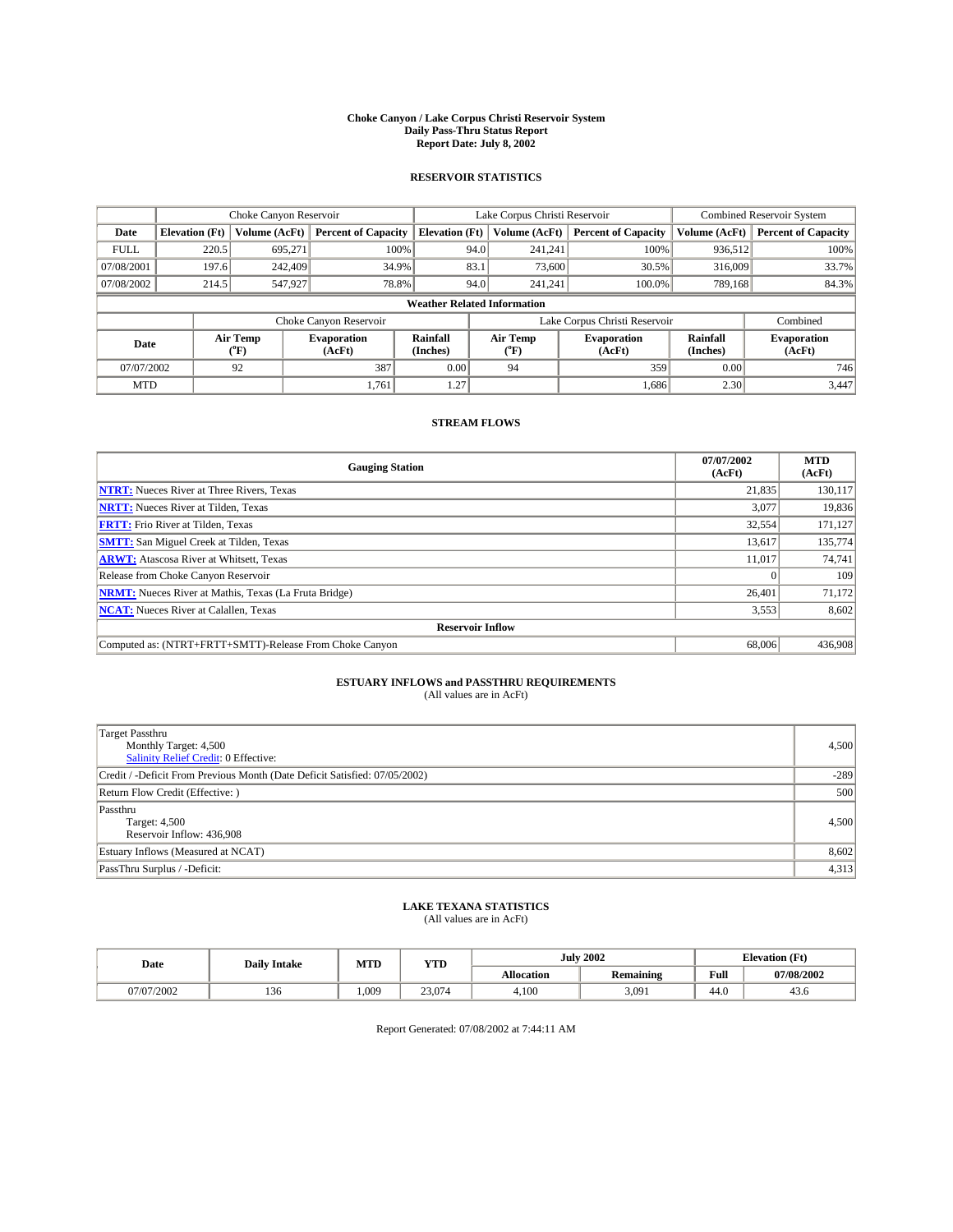# Choke Canyon / Lake Corpus Christi Reservoir System
## Daily Pass-Thru Status Report
### Report Date: July 8, 2002

## RESERVOIR STATISTICS

| | Choke Canyon Reservoir | | | Lake Corpus Christi Reservoir | | | Combined Reservoir System | |
|---|---|---|---|---|---|---|---|---|
| **Date** | **Elevation (Ft)** | **Volume (AcFt)** | **Percent of Capacity** | **Elevation (Ft)** | **Volume (AcFt)** | **Percent of Capacity** | **Volume (AcFt)** | **Percent of Capacity** |
| FULL | 220.5 | 695,271 | 100% | 94.0 | 241,241 | 100% | 936,512 | 100% |
| 07/08/2001 | 197.6 | 242,409 | 34.9% | 83.1 | 73,600 | 30.5% | 316,009 | 33.7% |
| 07/08/2002 | 214.5 | 547,927 | 78.8% | 94.0 | 241,241 | 100.0% | 789,168 | 84.3% |

**Weather Related Information**

| | Choke Canyon Reservoir | | | Lake Corpus Christi Reservoir | | | Combined |
|---|---|---|---|---|---|---|---|
| **Date** | **Air Temp (°F)** | **Evaporation (AcFt)** | **Rainfall (Inches)** | **Air Temp (°F)** | **Evaporation (AcFt)** | **Rainfall (Inches)** | **Evaporation (AcFt)** |
| 07/07/2002 | 92 | 387 | 0.00 | 94 | 359 | 0.00 | 746 |
| MTD | | 1,761 | 1.27 | | 1,686 | 2.30 | 3,447 |

## STREAM FLOWS

| Gauging Station | 07/07/2002 (AcFt) | MTD (AcFt) |
|---|---|---|
| NTRT: Nueces River at Three Rivers, Texas | 21,835 | 130,117 |
| NRTT: Nueces River at Tilden, Texas | 3,077 | 19,836 |
| FRTT: Frio River at Tilden, Texas | 32,554 | 171,127 |
| SMTT: San Miguel Creek at Tilden, Texas | 13,617 | 135,774 |
| ARWT: Atascosa River at Whitsett, Texas | 11,017 | 74,741 |
| Release from Choke Canyon Reservoir | 0 | 109 |
| NRMT: Nueces River at Mathis, Texas (La Fruta Bridge) | 26,401 | 71,172 |
| NCAT: Nueces River at Calallen, Texas | 3,553 | 8,602 |
| **Reservoir Inflow** | | |
| Computed as: (NTRT+FRTT+SMTT)-Release From Choke Canyon | 68,006 | 436,908 |

## ESTUARY INFLOWS and PASSTHRU REQUIREMENTS
(All values are in AcFt)

| | |
|---|---|
| Target Passthru<br>Monthly Target: 4,500<br>Salinity Relief Credit: 0 Effective: | 4,500 |
| Credit / -Deficit From Previous Month (Date Deficit Satisfied: 07/05/2002) | -289 |
| Return Flow Credit (Effective: ) | 500 |
| Passthru<br>Target: 4,500<br>Reservoir Inflow: 436,908 | 4,500 |
| Estuary Inflows (Measured at NCAT) | 8,602 |
| PassThru Surplus / -Deficit: | 4,313 |

## LAKE TEXANA STATISTICS
(All values are in AcFt)

| Date | Daily Intake | MTD | YTD | July 2002 | | Elevation (Ft) | |
|---|---|---|---|---|---|---|---|
| | | | | **Allocation** | **Remaining** | **Full** | **07/08/2002** |
| 07/07/2002 | 136 | 1,009 | 23,074 | 4,100 | 3,091 | 44.0 | 43.6 |

Report Generated: 07/08/2002 at 7:44:11 AM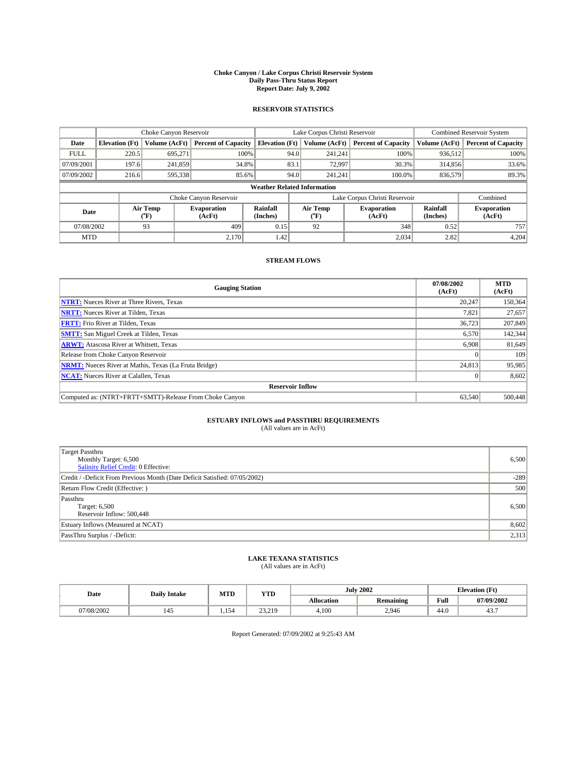# Choke Canyon / Lake Corpus Christi Reservoir System
## Daily Pass-Thru Status Report
## Report Date: July 9, 2002

### RESERVOIR STATISTICS

| | Choke Canyon Reservoir | | | Lake Corpus Christi Reservoir | | | Combined Reservoir System | |
|---|---|---|---|---|---|---|---|---|
| Date | Elevation (Ft) | Volume (AcFt) | Percent of Capacity | Elevation (Ft) | Volume (AcFt) | Percent of Capacity | Volume (AcFt) | Percent of Capacity |
| FULL | 220.5 | 695,271 | 100% | 94.0 | 241,241 | 100% | 936,512 | 100% |
| 07/09/2001 | 197.6 | 241,859 | 34.8% | 83.1 | 72,997 | 30.3% | 314,856 | 33.6% |
| 07/09/2002 | 216.6 | 595,338 | 85.6% | 94.0 | 241,241 | 100.0% | 836,579 | 89.3% |

**Weather Related Information**

| | Choke Canyon Reservoir | | | Lake Corpus Christi Reservoir | | | Combined |
|---|---|---|---|---|---|---|---|
| Date | Air Temp (°F) | Evaporation (AcFt) | Rainfall (Inches) | Air Temp (°F) | Evaporation (AcFt) | Rainfall (Inches) | Evaporation (AcFt) |
| 07/08/2002 | 93 | 409 | 0.15 | 92 | 348 | 0.52 | 757 |
| MTD | | 2,170 | 1.42 | | 2,034 | 2.82 | 4,204 |

### STREAM FLOWS

| Gauging Station | 07/08/2002 (AcFt) | MTD (AcFt) |
|---|---|---|
| NTRT: Nueces River at Three Rivers, Texas | 20,247 | 150,364 |
| NRTT: Nueces River at Tilden, Texas | 7,821 | 27,657 |
| FRTT: Frio River at Tilden, Texas | 36,723 | 207,849 |
| SMTT: San Miguel Creek at Tilden, Texas | 6,570 | 142,344 |
| ARWT: Atascosa River at Whitsett, Texas | 6,908 | 81,649 |
| Release from Choke Canyon Reservoir | 0 | 109 |
| NRMT: Nueces River at Mathis, Texas (La Fruta Bridge) | 24,813 | 95,985 |
| NCAT: Nueces River at Calallen, Texas | 0 | 8,602 |
| **Reservoir Inflow** | | |
| Computed as: (NTRT+FRTT+SMTT)-Release From Choke Canyon | 63,540 | 500,448 |

### ESTUARY INFLOWS and PASSTHRU REQUIREMENTS
(All values are in AcFt)

| | |
|---|---|
| Target Passthru<br>Monthly Target: 6,500<br>Salinity Relief Credit: 0 Effective: | 6,500 |
| Credit / -Deficit From Previous Month (Date Deficit Satisfied: 07/05/2002) | -289 |
| Return Flow Credit (Effective: ) | 500 |
| Passthru<br>Target: 6,500<br>Reservoir Inflow: 500,448 | 6,500 |
| Estuary Inflows (Measured at NCAT) | 8,602 |
| PassThru Surplus / -Deficit: | 2,313 |

### LAKE TEXANA STATISTICS
(All values are in AcFt)

| Date | Daily Intake | MTD | YTD | July 2002 | | Elevation (Ft) | |
|---|---|---|---|---|---|---|---|
| | | | | Allocation | Remaining | Full | 07/09/2002 |
| 07/08/2002 | 145 | 1,154 | 23,219 | 4,100 | 2,946 | 44.0 | 43.7 |

Report Generated: 07/09/2002 at 9:25:43 AM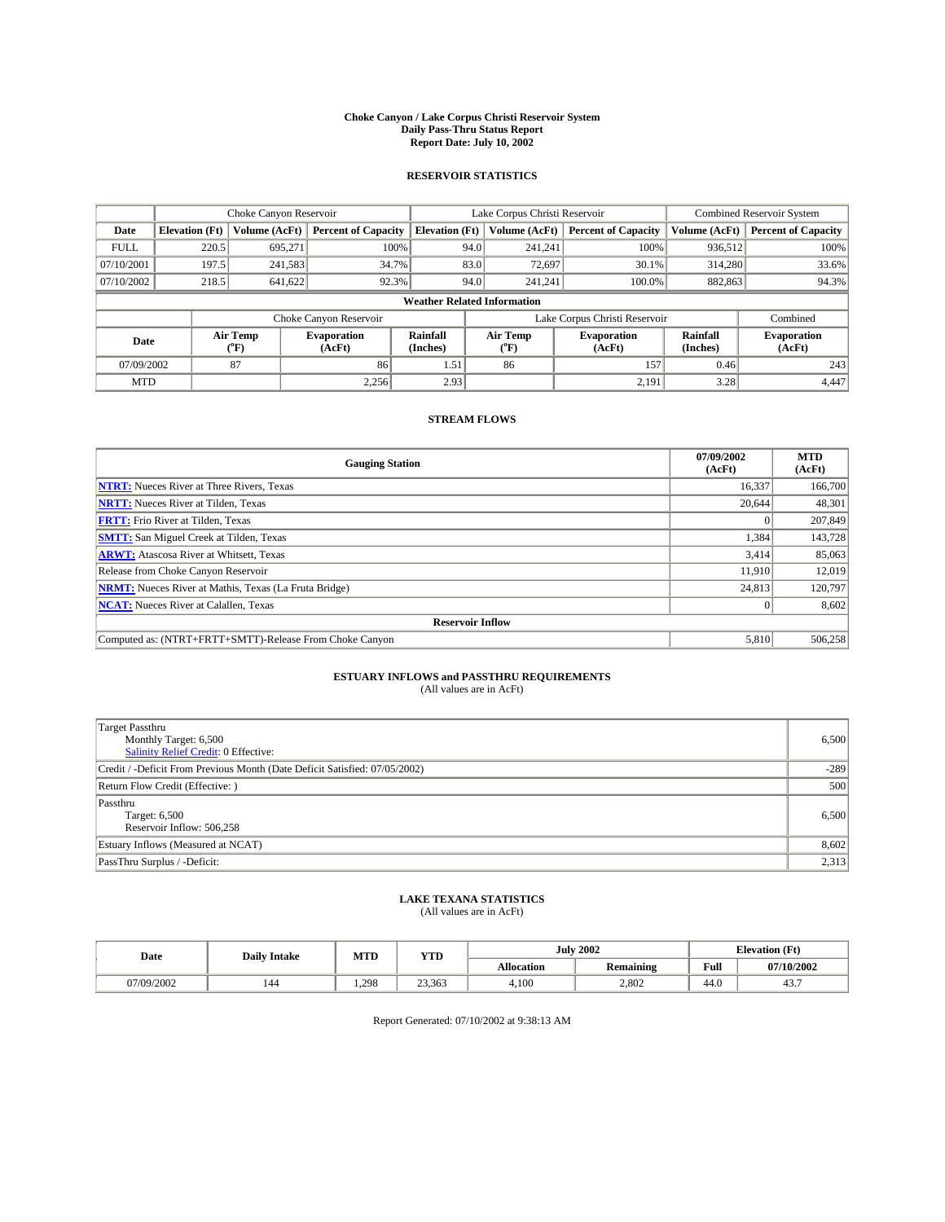# Choke Canyon / Lake Corpus Christi Reservoir System
## Daily Pass-Thru Status Report
## Report Date: July 10, 2002

### RESERVOIR STATISTICS

| | Choke Canyon Reservoir | | | Lake Corpus Christi Reservoir | | | Combined Reservoir System | |
|---|---|---|---|---|---|---|---|---|
| Date | Elevation (Ft) | Volume (AcFt) | Percent of Capacity | Elevation (Ft) | Volume (AcFt) | Percent of Capacity | Volume (AcFt) | Percent of Capacity |
| FULL | 220.5 | 695,271 | 100% | 94.0 | 241,241 | 100% | 936,512 | 100% |
| 07/10/2001 | 197.5 | 241,583 | 34.7% | 83.0 | 72,697 | 30.1% | 314,280 | 33.6% |
| 07/10/2002 | 218.5 | 641,622 | 92.3% | 94.0 | 241,241 | 100.0% | 882,863 | 94.3% |

**Weather Related Information**

| | Choke Canyon Reservoir | | | Lake Corpus Christi Reservoir | | | Combined |
|---|---|---|---|---|---|---|---|
| Date | Air Temp (°F) | Evaporation (AcFt) | Rainfall (Inches) | Air Temp (°F) | Evaporation (AcFt) | Rainfall (Inches) | Evaporation (AcFt) |
| 07/09/2002 | 87 | 86 | 1.51 | 86 | 157 | 0.46 | 243 |
| MTD | | 2,256 | 2.93 | | 2,191 | 3.28 | 4,447 |

### STREAM FLOWS

| Gauging Station | 07/09/2002 (AcFt) | MTD (AcFt) |
|---|---|---|
| NTRT: Nueces River at Three Rivers, Texas | 16,337 | 166,700 |
| NRTT: Nueces River at Tilden, Texas | 20,644 | 48,301 |
| FRTT: Frio River at Tilden, Texas | 0 | 207,849 |
| SMTT: San Miguel Creek at Tilden, Texas | 1,384 | 143,728 |
| ARWT: Atascosa River at Whitsett, Texas | 3,414 | 85,063 |
| Release from Choke Canyon Reservoir | 11,910 | 12,019 |
| NRMT: Nueces River at Mathis, Texas (La Fruta Bridge) | 24,813 | 120,797 |
| NCAT: Nueces River at Calallen, Texas | 0 | 8,602 |
| **Reservoir Inflow** | | |
| Computed as: (NTRT+FRTT+SMTT)-Release From Choke Canyon | 5,810 | 506,258 |

### ESTUARY INFLOWS and PASSTHRU REQUIREMENTS
(All values are in AcFt)

| | |
|---|---|
| Target Passthru<br>Monthly Target: 6,500<br>Salinity Relief Credit: 0 Effective: | 6,500 |
| Credit / -Deficit From Previous Month (Date Deficit Satisfied: 07/05/2002) | -289 |
| Return Flow Credit (Effective: ) | 500 |
| Passthru<br>Target: 6,500<br>Reservoir Inflow: 506,258 | 6,500 |
| Estuary Inflows (Measured at NCAT) | 8,602 |
| PassThru Surplus / -Deficit: | 2,313 |

### LAKE TEXANA STATISTICS
(All values are in AcFt)

| Date | Daily Intake | MTD | YTD | July 2002 | | Elevation (Ft) | |
|---|---|---|---|---|---|---|---|
| | | | | Allocation | Remaining | Full | 07/10/2002 |
| 07/09/2002 | 144 | 1,298 | 23,363 | 4,100 | 2,802 | 44.0 | 43.7 |

Report Generated: 07/10/2002 at 9:38:13 AM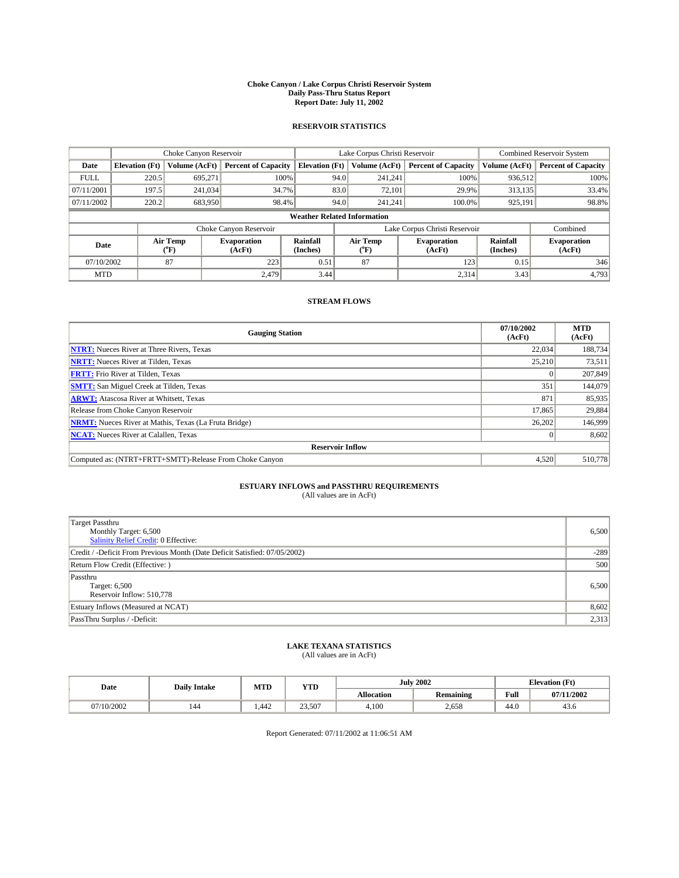# Choke Canyon / Lake Corpus Christi Reservoir System
## Daily Pass-Thru Status Report
### Report Date: July 11, 2002

## RESERVOIR STATISTICS

| | Choke Canyon Reservoir | | | Lake Corpus Christi Reservoir | | | Combined Reservoir System | |
|---|---|---|---|---|---|---|---|---|
| Date | Elevation (Ft) | Volume (AcFt) | Percent of Capacity | Elevation (Ft) | Volume (AcFt) | Percent of Capacity | Volume (AcFt) | Percent of Capacity |
| FULL | 220.5 | 695,271 | 100% | 94.0 | 241,241 | 100% | 936,512 | 100% |
| 07/11/2001 | 197.5 | 241,034 | 34.7% | 83.0 | 72,101 | 29.9% | 313,135 | 33.4% |
| 07/11/2002 | 220.2 | 683,950 | 98.4% | 94.0 | 241,241 | 100.0% | 925,191 | 98.8% |

**Weather Related Information**

| | Choke Canyon Reservoir | | | Lake Corpus Christi Reservoir | | | Combined |
|---|---|---|---|---|---|---|---|
| Date | Air Temp (°F) | Evaporation (AcFt) | Rainfall (Inches) | Air Temp (°F) | Evaporation (AcFt) | Rainfall (Inches) | Evaporation (AcFt) |
| 07/10/2002 | 87 | 223 | 0.51 | 87 | 123 | 0.15 | 346 |
| MTD | | 2,479 | 3.44 | | 2,314 | 3.43 | 4,793 |

## STREAM FLOWS

| Gauging Station | 07/10/2002 (AcFt) | MTD (AcFt) |
|---|---|---|
| NTRT: Nueces River at Three Rivers, Texas | 22,034 | 188,734 |
| NRTT: Nueces River at Tilden, Texas | 25,210 | 73,511 |
| FRTT: Frio River at Tilden, Texas | 0 | 207,849 |
| SMTT: San Miguel Creek at Tilden, Texas | 351 | 144,079 |
| ARWT: Atascosa River at Whitsett, Texas | 871 | 85,935 |
| Release from Choke Canyon Reservoir | 17,865 | 29,884 |
| NRMT: Nueces River at Mathis, Texas (La Fruta Bridge) | 26,202 | 146,999 |
| NCAT: Nueces River at Calallen, Texas | 0 | 8,602 |
| **Reservoir Inflow** | | |
| Computed as: (NTRT+FRTT+SMTT)-Release From Choke Canyon | 4,520 | 510,778 |

## ESTUARY INFLOWS and PASSTHRU REQUIREMENTS
(All values are in AcFt)

| | |
|---|---|
| Target Passthru<br>Monthly Target: 6,500<br>Salinity Relief Credit: 0 Effective: | 6,500 |
| Credit / -Deficit From Previous Month (Date Deficit Satisfied: 07/05/2002) | -289 |
| Return Flow Credit (Effective: ) | 500 |
| Passthru<br>Target: 6,500<br>Reservoir Inflow: 510,778 | 6,500 |
| Estuary Inflows (Measured at NCAT) | 8,602 |
| PassThru Surplus / -Deficit: | 2,313 |

## LAKE TEXANA STATISTICS
(All values are in AcFt)

| Date | Daily Intake | MTD | YTD | July 2002 | | Elevation (Ft) | |
|---|---|---|---|---|---|---|---|
| | | | | Allocation | Remaining | Full | 07/11/2002 |
| 07/10/2002 | 144 | 1,442 | 23,507 | 4,100 | 2,658 | 44.0 | 43.6 |

Report Generated: 07/11/2002 at 11:06:51 AM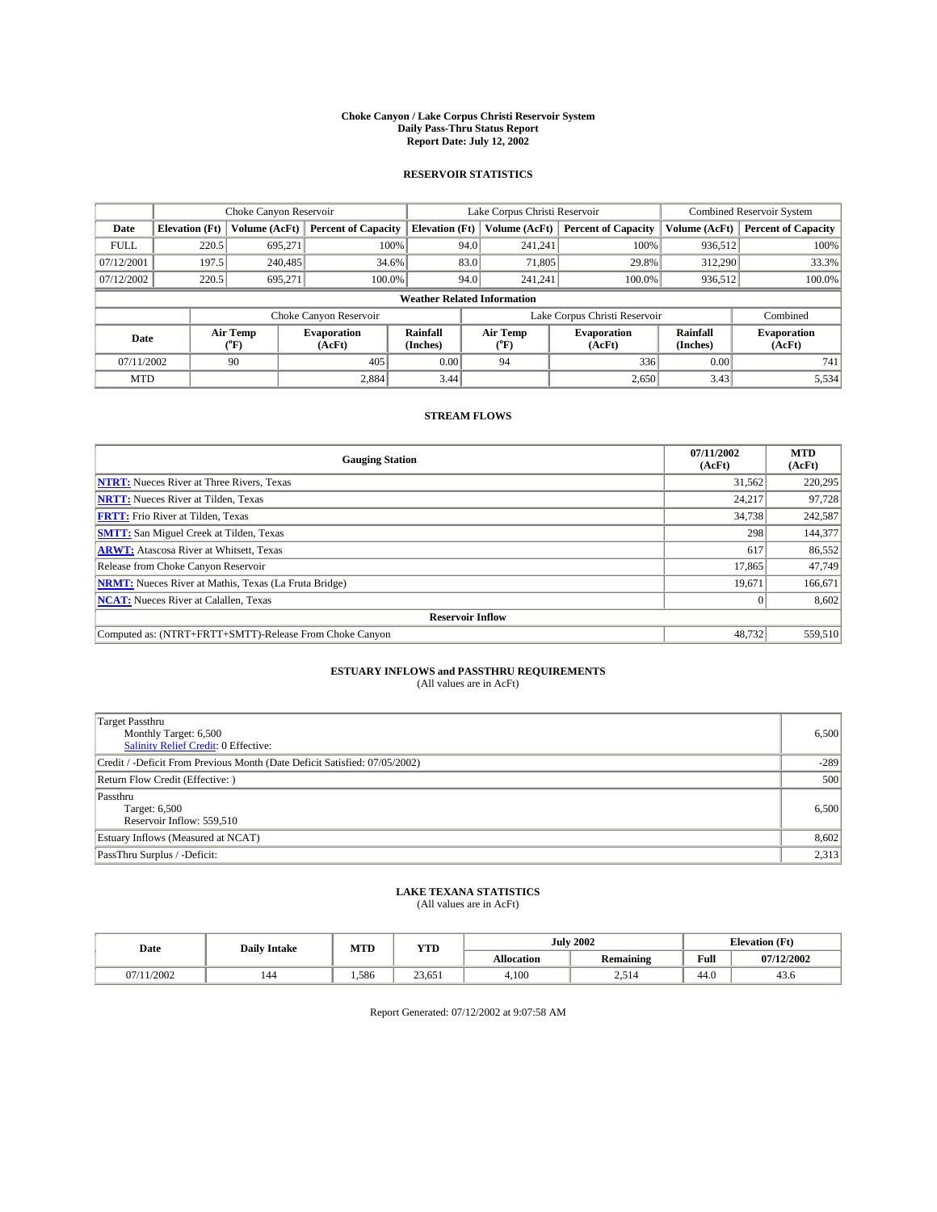# Choke Canyon / Lake Corpus Christi Reservoir System
## Daily Pass-Thru Status Report
### Report Date: July 12, 2002

## RESERVOIR STATISTICS

| | Choke Canyon Reservoir | | | Lake Corpus Christi Reservoir | | | Combined Reservoir System | |
|---|---|---|---|---|---|---|---|---|
| Date | Elevation (Ft) | Volume (AcFt) | Percent of Capacity | Elevation (Ft) | Volume (AcFt) | Percent of Capacity | Volume (AcFt) | Percent of Capacity |
| FULL | 220.5 | 695,271 | 100% | 94.0 | 241,241 | 100% | 936,512 | 100% |
| 07/12/2001 | 197.5 | 240,485 | 34.6% | 83.0 | 71,805 | 29.8% | 312,290 | 33.3% |
| 07/12/2002 | 220.5 | 695,271 | 100.0% | 94.0 | 241,241 | 100.0% | 936,512 | 100.0% |

**Weather Related Information**

| | Choke Canyon Reservoir | | | Lake Corpus Christi Reservoir | | | Combined |
|---|---|---|---|---|---|---|---|
| Date | Air Temp (°F) | Evaporation (AcFt) | Rainfall (Inches) | Air Temp (°F) | Evaporation (AcFt) | Rainfall (Inches) | Evaporation (AcFt) |
| 07/11/2002 | 90 | 405 | 0.00 | 94 | 336 | 0.00 | 741 |
| MTD | | 2,884 | 3.44 | | 2,650 | 3.43 | 5,534 |

## STREAM FLOWS

| Gauging Station | 07/11/2002 (AcFt) | MTD (AcFt) |
|---|---|---|
| NTRT: Nueces River at Three Rivers, Texas | 31,562 | 220,295 |
| NRTT: Nueces River at Tilden, Texas | 24,217 | 97,728 |
| FRTT: Frio River at Tilden, Texas | 34,738 | 242,587 |
| SMTT: San Miguel Creek at Tilden, Texas | 298 | 144,377 |
| ARWT: Atascosa River at Whitsett, Texas | 617 | 86,552 |
| Release from Choke Canyon Reservoir | 17,865 | 47,749 |
| NRMT: Nueces River at Mathis, Texas (La Fruta Bridge) | 19,671 | 166,671 |
| NCAT: Nueces River at Calallen, Texas | 0 | 8,602 |
| **Reservoir Inflow** | | |
| Computed as: (NTRT+FRTT+SMTT)-Release From Choke Canyon | 48,732 | 559,510 |

## ESTUARY INFLOWS and PASSTHRU REQUIREMENTS
(All values are in AcFt)

| | |
|---|---|
| Target Passthru<br>Monthly Target: 6,500<br>Salinity Relief Credit: 0 Effective: | 6,500 |
| Credit / -Deficit From Previous Month (Date Deficit Satisfied: 07/05/2002) | -289 |
| Return Flow Credit (Effective: ) | 500 |
| Passthru<br>Target: 6,500<br>Reservoir Inflow: 559,510 | 6,500 |
| Estuary Inflows (Measured at NCAT) | 8,602 |
| PassThru Surplus / -Deficit: | 2,313 |

## LAKE TEXANA STATISTICS
(All values are in AcFt)

| Date | Daily Intake | MTD | YTD | July 2002 | | Elevation (Ft) | |
|---|---|---|---|---|---|---|---|
| | | | | Allocation | Remaining | Full | 07/12/2002 |
| 07/11/2002 | 144 | 1,586 | 23,651 | 4,100 | 2,514 | 44.0 | 43.6 |

Report Generated: 07/12/2002 at 9:07:58 AM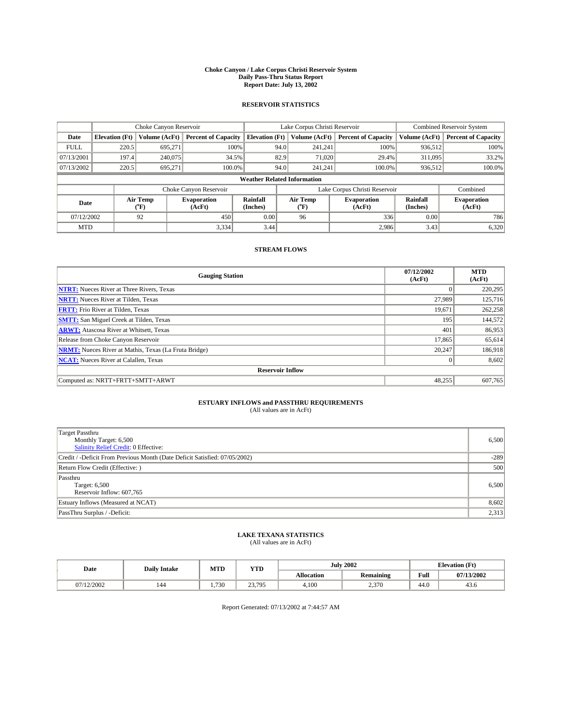# Choke Canyon / Lake Corpus Christi Reservoir System
## Daily Pass-Thru Status Report
### Report Date: July 13, 2002

## RESERVOIR STATISTICS

| | Choke Canyon Reservoir | | | Lake Corpus Christi Reservoir | | | Combined Reservoir System | |
|---|---|---|---|---|---|---|---|---|
| Date | Elevation (Ft) | Volume (AcFt) | Percent of Capacity | Elevation (Ft) | Volume (AcFt) | Percent of Capacity | Volume (AcFt) | Percent of Capacity |
| FULL | 220.5 | 695,271 | 100% | 94.0 | 241,241 | 100% | 936,512 | 100% |
| 07/13/2001 | 197.4 | 240,075 | 34.5% | 82.9 | 71,020 | 29.4% | 311,095 | 33.2% |
| 07/13/2002 | 220.5 | 695,271 | 100.0% | 94.0 | 241,241 | 100.0% | 936,512 | 100.0% |

**Weather Related Information**

| | Choke Canyon Reservoir | | | Lake Corpus Christi Reservoir | | | Combined |
|---|---|---|---|---|---|---|---|
| Date | Air Temp (°F) | Evaporation (AcFt) | Rainfall (Inches) | Air Temp (°F) | Evaporation (AcFt) | Rainfall (Inches) | Evaporation (AcFt) |
| 07/12/2002 | 92 | 450 | 0.00 | 96 | 336 | 0.00 | 786 |
| MTD | | 3,334 | 3.44 | | 2,986 | 3.43 | 6,320 |

## STREAM FLOWS

| Gauging Station | 07/12/2002 (AcFt) | MTD (AcFt) |
|---|---|---|
| NTRT: Nueces River at Three Rivers, Texas | 0 | 220,295 |
| NRTT: Nueces River at Tilden, Texas | 27,989 | 125,716 |
| FRTT: Frio River at Tilden, Texas | 19,671 | 262,258 |
| SMTT: San Miguel Creek at Tilden, Texas | 195 | 144,572 |
| ARWT: Atascosa River at Whitsett, Texas | 401 | 86,953 |
| Release from Choke Canyon Reservoir | 17,865 | 65,614 |
| NRMT: Nueces River at Mathis, Texas (La Fruta Bridge) | 20,247 | 186,918 |
| NCAT: Nueces River at Calallen, Texas | 0 | 8,602 |
| **Reservoir Inflow** | | |
| Computed as: NRTT+FRTT+SMTT+ARWT | 48,255 | 607,765 |

## ESTUARY INFLOWS and PASSTHRU REQUIREMENTS
(All values are in AcFt)

| | |
|---|---|
| Target Passthru<br>Monthly Target: 6,500<br>Salinity Relief Credit: 0 Effective: | 6,500 |
| Credit / -Deficit From Previous Month (Date Deficit Satisfied: 07/05/2002) | -289 |
| Return Flow Credit (Effective: ) | 500 |
| Passthru<br>Target: 6,500<br>Reservoir Inflow: 607,765 | 6,500 |
| Estuary Inflows (Measured at NCAT) | 8,602 |
| PassThru Surplus / -Deficit: | 2,313 |

## LAKE TEXANA STATISTICS
(All values are in AcFt)

| Date | Daily Intake | MTD | YTD | July 2002 | | Elevation (Ft) | |
|---|---|---|---|---|---|---|---|
| | | | | Allocation | Remaining | Full | 07/13/2002 |
| 07/12/2002 | 144 | 1,730 | 23,795 | 4,100 | 2,370 | 44.0 | 43.6 |

Report Generated: 07/13/2002 at 7:44:57 AM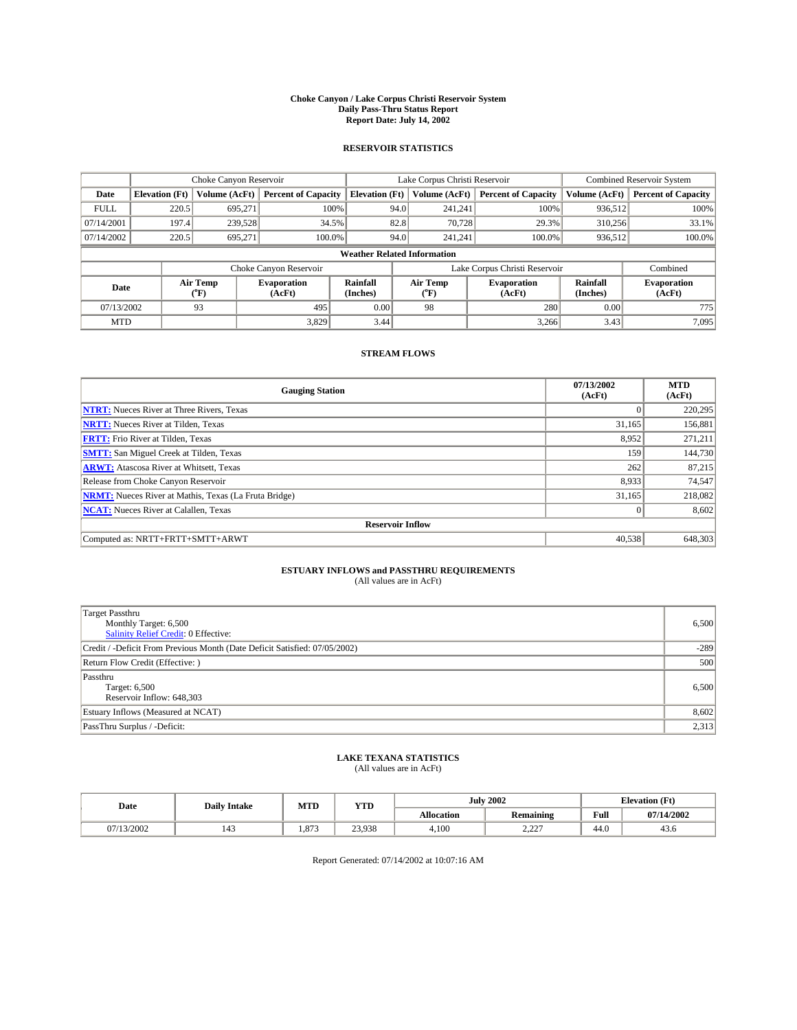# Choke Canyon / Lake Corpus Christi Reservoir System
## Daily Pass-Thru Status Report
## Report Date: July 14, 2002

### RESERVOIR STATISTICS

| | Choke Canyon Reservoir | | | Lake Corpus Christi Reservoir | | | Combined Reservoir System | |
|---|---|---|---|---|---|---|---|---|
| Date | Elevation (Ft) | Volume (AcFt) | Percent of Capacity | Elevation (Ft) | Volume (AcFt) | Percent of Capacity | Volume (AcFt) | Percent of Capacity |
| FULL | 220.5 | 695,271 | 100% | 94.0 | 241,241 | 100% | 936,512 | 100% |
| 07/14/2001 | 197.4 | 239,528 | 34.5% | 82.8 | 70,728 | 29.3% | 310,256 | 33.1% |
| 07/14/2002 | 220.5 | 695,271 | 100.0% | 94.0 | 241,241 | 100.0% | 936,512 | 100.0% |

**Weather Related Information**

| | Choke Canyon Reservoir | | | Lake Corpus Christi Reservoir | | | Combined |
|---|---|---|---|---|---|---|---|
| Date | Air Temp (°F) | Evaporation (AcFt) | Rainfall (Inches) | Air Temp (°F) | Evaporation (AcFt) | Rainfall (Inches) | Evaporation (AcFt) |
| 07/13/2002 | 93 | 495 | 0.00 | 98 | 280 | 0.00 | 775 |
| MTD | | 3,829 | 3.44 | | 3,266 | 3.43 | 7,095 |

### STREAM FLOWS

| Gauging Station | 07/13/2002 (AcFt) | MTD (AcFt) |
|---|---|---|
| NTRT: Nueces River at Three Rivers, Texas | 0 | 220,295 |
| NRTT: Nueces River at Tilden, Texas | 31,165 | 156,881 |
| FRTT: Frio River at Tilden, Texas | 8,952 | 271,211 |
| SMTT: San Miguel Creek at Tilden, Texas | 159 | 144,730 |
| ARWT: Atascosa River at Whitsett, Texas | 262 | 87,215 |
| Release from Choke Canyon Reservoir | 8,933 | 74,547 |
| NRMT: Nueces River at Mathis, Texas (La Fruta Bridge) | 31,165 | 218,082 |
| NCAT: Nueces River at Calallen, Texas | 0 | 8,602 |
| **Reservoir Inflow** | | |
| Computed as: NRTT+FRTT+SMTT+ARWT | 40,538 | 648,303 |

### ESTUARY INFLOWS and PASSTHRU REQUIREMENTS
(All values are in AcFt)

| | |
|---|---|
| Target Passthru<br>Monthly Target: 6,500<br>Salinity Relief Credit: 0 Effective: | 6,500 |
| Credit / -Deficit From Previous Month (Date Deficit Satisfied: 07/05/2002) | -289 |
| Return Flow Credit (Effective: ) | 500 |
| Passthru<br>Target: 6,500<br>Reservoir Inflow: 648,303 | 6,500 |
| Estuary Inflows (Measured at NCAT) | 8,602 |
| PassThru Surplus / -Deficit: | 2,313 |

### LAKE TEXANA STATISTICS
(All values are in AcFt)

| Date | Daily Intake | MTD | YTD | July 2002 | | Elevation (Ft) | |
|---|---|---|---|---|---|---|---|
| | | | | Allocation | Remaining | Full | 07/14/2002 |
| 07/13/2002 | 143 | 1,873 | 23,938 | 4,100 | 2,227 | 44.0 | 43.6 |

Report Generated: 07/14/2002 at 10:07:16 AM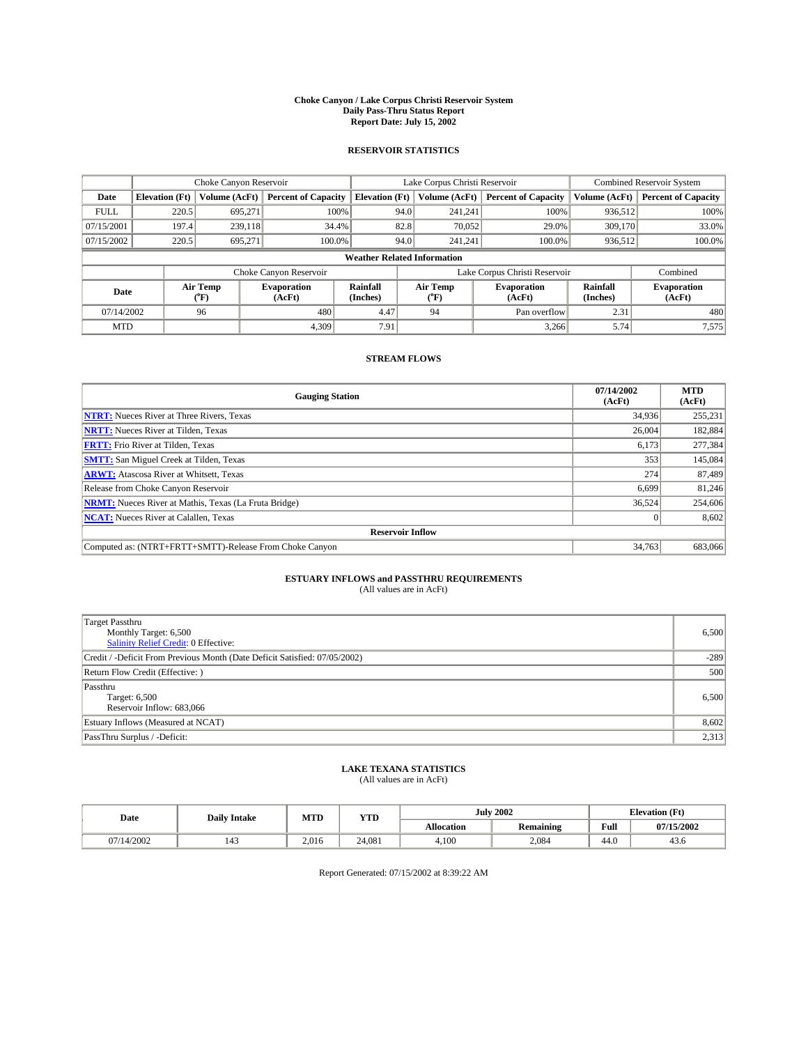# Choke Canyon / Lake Corpus Christi Reservoir System
## Daily Pass-Thru Status Report
### Report Date: July 15, 2002

### RESERVOIR STATISTICS

| | Choke Canyon Reservoir | | | Lake Corpus Christi Reservoir | | | Combined Reservoir System | |
|---|---|---|---|---|---|---|---|---|
| Date | Elevation (Ft) | Volume (AcFt) | Percent of Capacity | Elevation (Ft) | Volume (AcFt) | Percent of Capacity | Volume (AcFt) | Percent of Capacity |
| FULL | 220.5 | 695,271 | 100% | 94.0 | 241,241 | 100% | 936,512 | 100% |
| 07/15/2001 | 197.4 | 239,118 | 34.4% | 82.8 | 70,052 | 29.0% | 309,170 | 33.0% |
| 07/15/2002 | 220.5 | 695,271 | 100.0% | 94.0 | 241,241 | 100.0% | 936,512 | 100.0% |

**Weather Related Information**

| | Choke Canyon Reservoir | | | Lake Corpus Christi Reservoir | | | Combined |
|---|---|---|---|---|---|---|---|
| Date | Air Temp (°F) | Evaporation (AcFt) | Rainfall (Inches) | Air Temp (°F) | Evaporation (AcFt) | Rainfall (Inches) | Evaporation (AcFt) |
| 07/14/2002 | 96 | 480 | 4.47 | 94 | Pan overflow | 2.31 | 480 |
| MTD | | 4,309 | 7.91 | | 3,266 | 5.74 | 7,575 |

### STREAM FLOWS

| Gauging Station | 07/14/2002 (AcFt) | MTD (AcFt) |
|---|---|---|
| NTRT: Nueces River at Three Rivers, Texas | 34,936 | 255,231 |
| NRTT: Nueces River at Tilden, Texas | 26,004 | 182,884 |
| FRTT: Frio River at Tilden, Texas | 6,173 | 277,384 |
| SMTT: San Miguel Creek at Tilden, Texas | 353 | 145,084 |
| ARWT: Atascosa River at Whitsett, Texas | 274 | 87,489 |
| Release from Choke Canyon Reservoir | 6,699 | 81,246 |
| NRMT: Nueces River at Mathis, Texas (La Fruta Bridge) | 36,524 | 254,606 |
| NCAT: Nueces River at Calallen, Texas | 0 | 8,602 |
| **Reservoir Inflow** | | |
| Computed as: (NTRT+FRTT+SMTT)-Release From Choke Canyon | 34,763 | 683,066 |

### ESTUARY INFLOWS and PASSTHRU REQUIREMENTS
(All values are in AcFt)

| | |
|---|---|
| Target Passthru<br>Monthly Target: 6,500<br>Salinity Relief Credit: 0 Effective: | 6,500 |
| Credit / -Deficit From Previous Month (Date Deficit Satisfied: 07/05/2002) | -289 |
| Return Flow Credit (Effective: ) | 500 |
| Passthru<br>Target: 6,500<br>Reservoir Inflow: 683,066 | 6,500 |
| Estuary Inflows (Measured at NCAT) | 8,602 |
| PassThru Surplus / -Deficit: | 2,313 |

### LAKE TEXANA STATISTICS
(All values are in AcFt)

| Date | Daily Intake | MTD | YTD | July 2002 | | Elevation (Ft) | |
|---|---|---|---|---|---|---|---|
| | | | | Allocation | Remaining | Full | 07/15/2002 |
| 07/14/2002 | 143 | 2,016 | 24,081 | 4,100 | 2,084 | 44.0 | 43.6 |

Report Generated: 07/15/2002 at 8:39:22 AM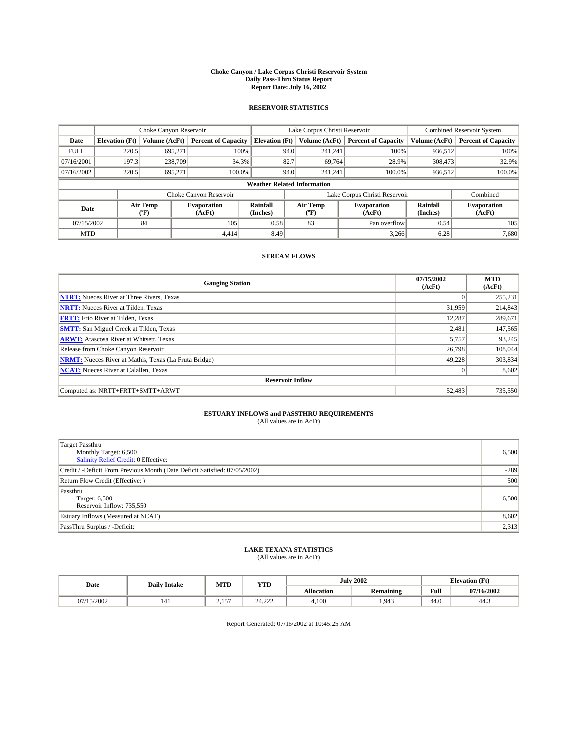# Choke Canyon / Lake Corpus Christi Reservoir System
## Daily Pass-Thru Status Report
## Report Date: July 16, 2002

### RESERVOIR STATISTICS

| | Choke Canyon Reservoir | | | Lake Corpus Christi Reservoir | | | Combined Reservoir System | |
|---|---|---|---|---|---|---|---|---|
| Date | Elevation (Ft) | Volume (AcFt) | Percent of Capacity | Elevation (Ft) | Volume (AcFt) | Percent of Capacity | Volume (AcFt) | Percent of Capacity |
| FULL | 220.5 | 695,271 | 100% | 94.0 | 241,241 | 100% | 936,512 | 100% |
| 07/16/2001 | 197.3 | 238,709 | 34.3% | 82.7 | 69,764 | 28.9% | 308,473 | 32.9% |
| 07/16/2002 | 220.5 | 695,271 | 100.0% | 94.0 | 241,241 | 100.0% | 936,512 | 100.0% |

**Weather Related Information**

| | Choke Canyon Reservoir | | | Lake Corpus Christi Reservoir | | | Combined |
|---|---|---|---|---|---|---|---|
| Date | Air Temp (°F) | Evaporation (AcFt) | Rainfall (Inches) | Air Temp (°F) | Evaporation (AcFt) | Rainfall (Inches) | Evaporation (AcFt) |
| 07/15/2002 | 84 | 105 | 0.58 | 83 | Pan overflow | 0.54 | 105 |
| MTD | | 4,414 | 8.49 | | 3,266 | 6.28 | 7,680 |

### STREAM FLOWS

| Gauging Station | 07/15/2002 (AcFt) | MTD (AcFt) |
|---|---|---|
| NTRT: Nueces River at Three Rivers, Texas | 0 | 255,231 |
| NRTT: Nueces River at Tilden, Texas | 31,959 | 214,843 |
| FRTT: Frio River at Tilden, Texas | 12,287 | 289,671 |
| SMTT: San Miguel Creek at Tilden, Texas | 2,481 | 147,565 |
| ARWT: Atascosa River at Whitsett, Texas | 5,757 | 93,245 |
| Release from Choke Canyon Reservoir | 26,798 | 108,044 |
| NRMT: Nueces River at Mathis, Texas (La Fruta Bridge) | 49,228 | 303,834 |
| NCAT: Nueces River at Calallen, Texas | 0 | 8,602 |
| **Reservoir Inflow** | | |
| Computed as: NRTT+FRTT+SMTT+ARWT | 52,483 | 735,550 |

### ESTUARY INFLOWS and PASSTHRU REQUIREMENTS
(All values are in AcFt)

| | |
|---|---|
| Target Passthru<br>Monthly Target: 6,500<br>Salinity Relief Credit: 0 Effective: | 6,500 |
| Credit / -Deficit From Previous Month (Date Deficit Satisfied: 07/05/2002) | -289 |
| Return Flow Credit (Effective: ) | 500 |
| Passthru<br>Target: 6,500<br>Reservoir Inflow: 735,550 | 6,500 |
| Estuary Inflows (Measured at NCAT) | 8,602 |
| PassThru Surplus / -Deficit: | 2,313 |

### LAKE TEXANA STATISTICS
(All values are in AcFt)

| Date | Daily Intake | MTD | YTD | July 2002 | | Elevation (Ft) | |
|---|---|---|---|---|---|---|---|
| | | | | Allocation | Remaining | Full | 07/16/2002 |
| 07/15/2002 | 141 | 2,157 | 24,222 | 4,100 | 1,943 | 44.0 | 44.3 |

Report Generated: 07/16/2002 at 10:45:25 AM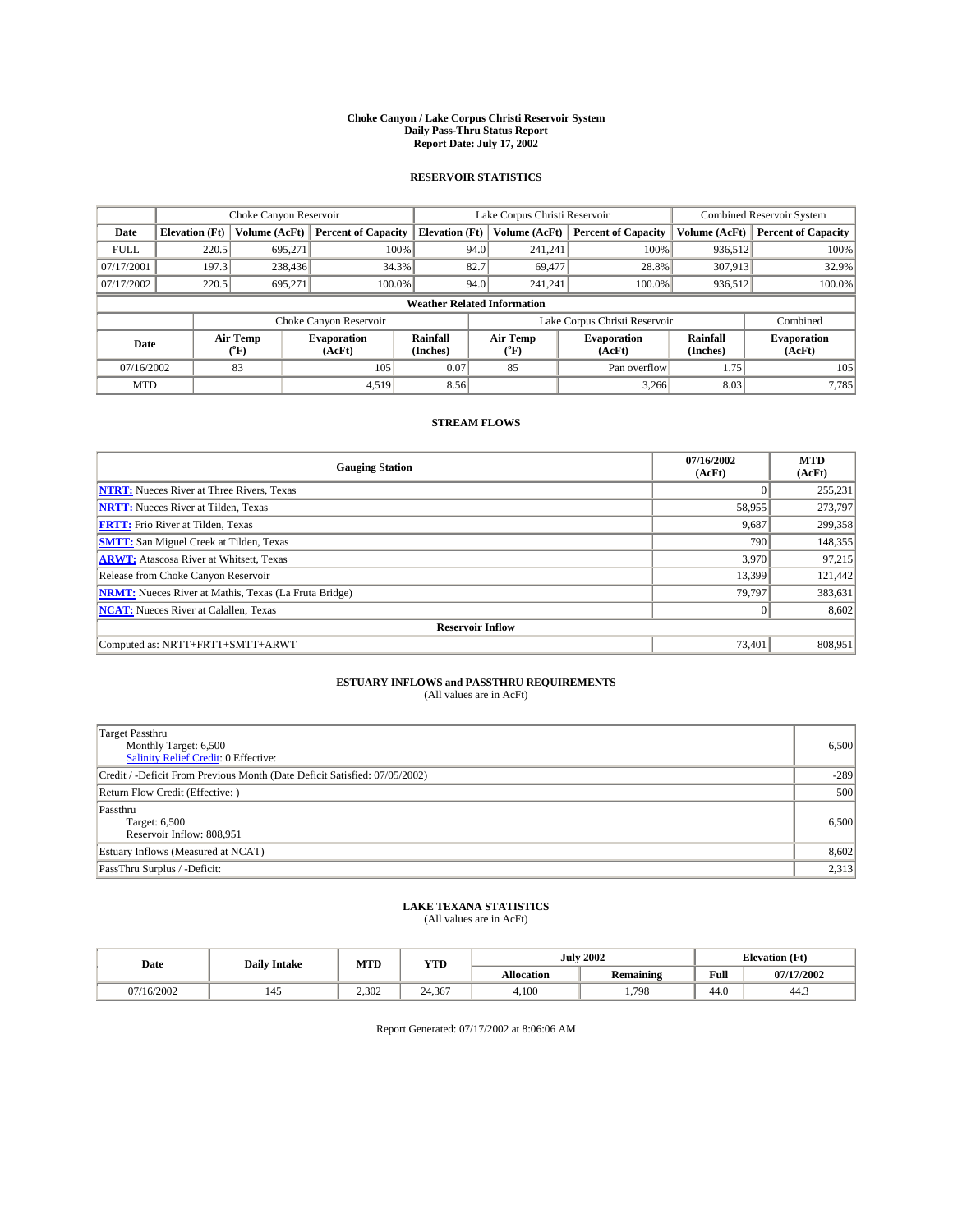# Choke Canyon / Lake Corpus Christi Reservoir System
## Daily Pass-Thru Status Report
## Report Date: July 17, 2002

### RESERVOIR STATISTICS

| | Choke Canyon Reservoir | | | Lake Corpus Christi Reservoir | | | Combined Reservoir System | |
|---|---|---|---|---|---|---|---|---|
| Date | Elevation (Ft) | Volume (AcFt) | Percent of Capacity | Elevation (Ft) | Volume (AcFt) | Percent of Capacity | Volume (AcFt) | Percent of Capacity |
| FULL | 220.5 | 695,271 | 100% | 94.0 | 241,241 | 100% | 936,512 | 100% |
| 07/17/2001 | 197.3 | 238,436 | 34.3% | 82.7 | 69,477 | 28.8% | 307,913 | 32.9% |
| 07/17/2002 | 220.5 | 695,271 | 100.0% | 94.0 | 241,241 | 100.0% | 936,512 | 100.0% |

**Weather Related Information**

| | Choke Canyon Reservoir | | | Lake Corpus Christi Reservoir | | | Combined |
|---|---|---|---|---|---|---|---|
| Date | Air Temp (°F) | Evaporation (AcFt) | Rainfall (Inches) | Air Temp (°F) | Evaporation (AcFt) | Rainfall (Inches) | Evaporation (AcFt) |
| 07/16/2002 | 83 | 105 | 0.07 | 85 | Pan overflow | 1.75 | 105 |
| MTD | | 4,519 | 8.56 | | 3,266 | 8.03 | 7,785 |

### STREAM FLOWS

| Gauging Station | 07/16/2002 (AcFt) | MTD (AcFt) |
|---|---|---|
| NTRT: Nueces River at Three Rivers, Texas | 0 | 255,231 |
| NRTT: Nueces River at Tilden, Texas | 58,955 | 273,797 |
| FRTT: Frio River at Tilden, Texas | 9,687 | 299,358 |
| SMTT: San Miguel Creek at Tilden, Texas | 790 | 148,355 |
| ARWT: Atascosa River at Whitsett, Texas | 3,970 | 97,215 |
| Release from Choke Canyon Reservoir | 13,399 | 121,442 |
| NRMT: Nueces River at Mathis, Texas (La Fruta Bridge) | 79,797 | 383,631 |
| NCAT: Nueces River at Calallen, Texas | 0 | 8,602 |
| **Reservoir Inflow** | | |
| Computed as: NRTT+FRTT+SMTT+ARWT | 73,401 | 808,951 |

### ESTUARY INFLOWS and PASSTHRU REQUIREMENTS
(All values are in AcFt)

| | |
|---|---|
| Target Passthru<br>Monthly Target: 6,500<br>Salinity Relief Credit: 0 Effective: | 6,500 |
| Credit / -Deficit From Previous Month (Date Deficit Satisfied: 07/05/2002) | -289 |
| Return Flow Credit (Effective: ) | 500 |
| Passthru<br>Target: 6,500<br>Reservoir Inflow: 808,951 | 6,500 |
| Estuary Inflows (Measured at NCAT) | 8,602 |
| PassThru Surplus / -Deficit: | 2,313 |

### LAKE TEXANA STATISTICS
(All values are in AcFt)

| Date | Daily Intake | MTD | YTD | July 2002 | | Elevation (Ft) | |
|---|---|---|---|---|---|---|---|
| | | | | Allocation | Remaining | Full | 07/17/2002 |
| 07/16/2002 | 145 | 2,302 | 24,367 | 4,100 | 1,798 | 44.0 | 44.3 |

Report Generated: 07/17/2002 at 8:06:06 AM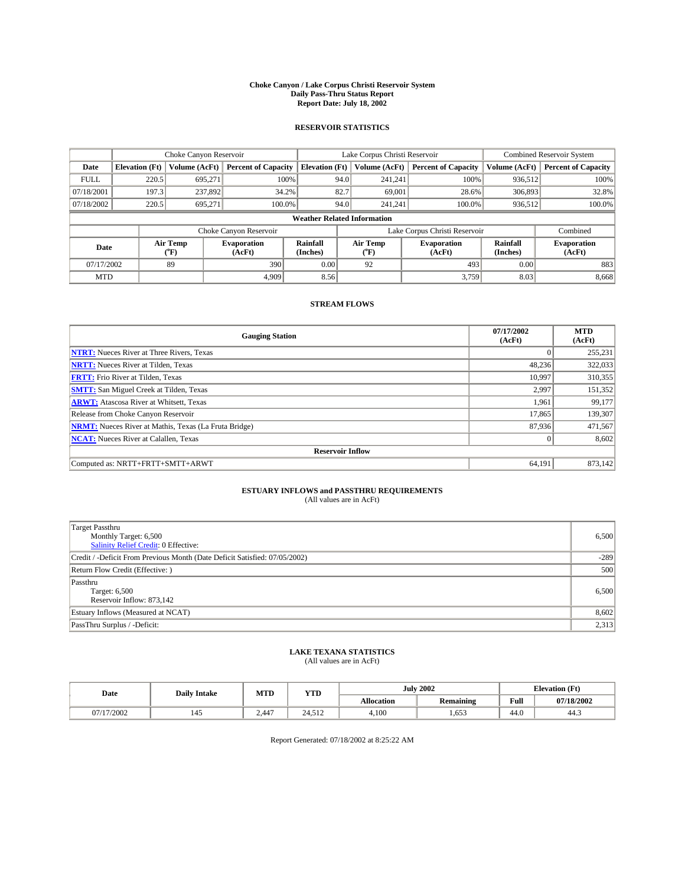# Choke Canyon / Lake Corpus Christi Reservoir System
## Daily Pass-Thru Status Report
### Report Date: July 18, 2002

## RESERVOIR STATISTICS

| | Choke Canyon Reservoir | | | Lake Corpus Christi Reservoir | | | Combined Reservoir System | |
|---|---|---|---|---|---|---|---|---|
| Date | Elevation (Ft) | Volume (AcFt) | Percent of Capacity | Elevation (Ft) | Volume (AcFt) | Percent of Capacity | Volume (AcFt) | Percent of Capacity |
| FULL | 220.5 | 695,271 | 100% | 94.0 | 241,241 | 100% | 936,512 | 100% |
| 07/18/2001 | 197.3 | 237,892 | 34.2% | 82.7 | 69,001 | 28.6% | 306,893 | 32.8% |
| 07/18/2002 | 220.5 | 695,271 | 100.0% | 94.0 | 241,241 | 100.0% | 936,512 | 100.0% |

**Weather Related Information**

| | Choke Canyon Reservoir | | | Lake Corpus Christi Reservoir | | | Combined |
|---|---|---|---|---|---|---|---|
| Date | Air Temp (°F) | Evaporation (AcFt) | Rainfall (Inches) | Air Temp (°F) | Evaporation (AcFt) | Rainfall (Inches) | Evaporation (AcFt) |
| 07/17/2002 | 89 | 390 | 0.00 | 92 | 493 | 0.00 | 883 |
| MTD | | 4,909 | 8.56 | | 3,759 | 8.03 | 8,668 |

## STREAM FLOWS

| Gauging Station | 07/17/2002 (AcFt) | MTD (AcFt) |
|---|---|---|
| NTRT: Nueces River at Three Rivers, Texas | 0 | 255,231 |
| NRTT: Nueces River at Tilden, Texas | 48,236 | 322,033 |
| FRTT: Frio River at Tilden, Texas | 10,997 | 310,355 |
| SMTT: San Miguel Creek at Tilden, Texas | 2,997 | 151,352 |
| ARWT: Atascosa River at Whitsett, Texas | 1,961 | 99,177 |
| Release from Choke Canyon Reservoir | 17,865 | 139,307 |
| NRMT: Nueces River at Mathis, Texas (La Fruta Bridge) | 87,936 | 471,567 |
| NCAT: Nueces River at Calallen, Texas | 0 | 8,602 |
| **Reservoir Inflow** | | |
| Computed as: NRTT+FRTT+SMTT+ARWT | 64,191 | 873,142 |

## ESTUARY INFLOWS and PASSTHRU REQUIREMENTS
(All values are in AcFt)

| | |
|---|---|
| Target Passthru<br>Monthly Target: 6,500<br>Salinity Relief Credit: 0 Effective: | 6,500 |
| Credit / -Deficit From Previous Month (Date Deficit Satisfied: 07/05/2002) | -289 |
| Return Flow Credit (Effective: ) | 500 |
| Passthru<br>Target: 6,500<br>Reservoir Inflow: 873,142 | 6,500 |
| Estuary Inflows (Measured at NCAT) | 8,602 |
| PassThru Surplus / -Deficit: | 2,313 |

## LAKE TEXANA STATISTICS
(All values are in AcFt)

| Date | Daily Intake | MTD | YTD | July 2002 | | Elevation (Ft) | |
|---|---|---|---|---|---|---|---|
| | | | | Allocation | Remaining | Full | 07/18/2002 |
| 07/17/2002 | 145 | 2,447 | 24,512 | 4,100 | 1,653 | 44.0 | 44.3 |

Report Generated: 07/18/2002 at 8:25:22 AM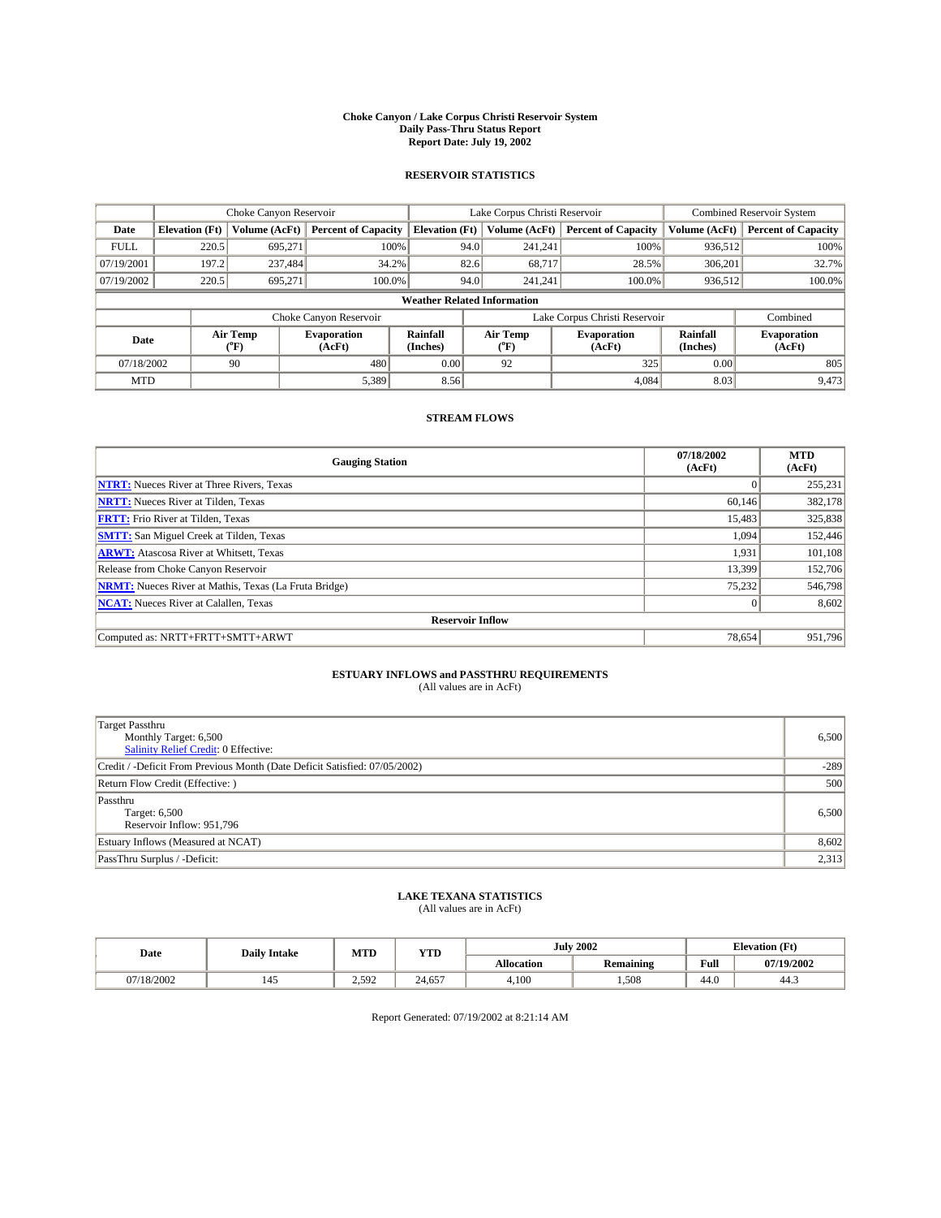# Choke Canyon / Lake Corpus Christi Reservoir System
## Daily Pass-Thru Status Report
## Report Date: July 19, 2002

### RESERVOIR STATISTICS

| | Choke Canyon Reservoir | | | Lake Corpus Christi Reservoir | | | Combined Reservoir System | |
|---|---|---|---|---|---|---|---|---|
| Date | Elevation (Ft) | Volume (AcFt) | Percent of Capacity | Elevation (Ft) | Volume (AcFt) | Percent of Capacity | Volume (AcFt) | Percent of Capacity |
| FULL | 220.5 | 695,271 | 100% | 94.0 | 241,241 | 100% | 936,512 | 100% |
| 07/19/2001 | 197.2 | 237,484 | 34.2% | 82.6 | 68,717 | 28.5% | 306,201 | 32.7% |
| 07/19/2002 | 220.5 | 695,271 | 100.0% | 94.0 | 241,241 | 100.0% | 936,512 | 100.0% |

**Weather Related Information**

| | Choke Canyon Reservoir | | | Lake Corpus Christi Reservoir | | | Combined |
|---|---|---|---|---|---|---|---|
| Date | Air Temp (°F) | Evaporation (AcFt) | Rainfall (Inches) | Air Temp (°F) | Evaporation (AcFt) | Rainfall (Inches) | Evaporation (AcFt) |
| 07/18/2002 | 90 | 480 | 0.00 | 92 | 325 | 0.00 | 805 |
| MTD | | 5,389 | 8.56 | | 4,084 | 8.03 | 9,473 |

### STREAM FLOWS

| Gauging Station | 07/18/2002 (AcFt) | MTD (AcFt) |
|---|---|---|
| NTRT: Nueces River at Three Rivers, Texas | 0 | 255,231 |
| NRTT: Nueces River at Tilden, Texas | 60,146 | 382,178 |
| FRTT: Frio River at Tilden, Texas | 15,483 | 325,838 |
| SMTT: San Miguel Creek at Tilden, Texas | 1,094 | 152,446 |
| ARWT: Atascosa River at Whitsett, Texas | 1,931 | 101,108 |
| Release from Choke Canyon Reservoir | 13,399 | 152,706 |
| NRMT: Nueces River at Mathis, Texas (La Fruta Bridge) | 75,232 | 546,798 |
| NCAT: Nueces River at Calallen, Texas | 0 | 8,602 |
| **Reservoir Inflow** | | |
| Computed as: NRTT+FRTT+SMTT+ARWT | 78,654 | 951,796 |

### ESTUARY INFLOWS and PASSTHRU REQUIREMENTS
(All values are in AcFt)

| | |
|---|---|
| Target Passthru<br>Monthly Target: 6,500<br>Salinity Relief Credit: 0 Effective: | 6,500 |
| Credit / -Deficit From Previous Month (Date Deficit Satisfied: 07/05/2002) | -289 |
| Return Flow Credit (Effective: ) | 500 |
| Passthru<br>Target: 6,500<br>Reservoir Inflow: 951,796 | 6,500 |
| Estuary Inflows (Measured at NCAT) | 8,602 |
| PassThru Surplus / -Deficit: | 2,313 |

### LAKE TEXANA STATISTICS
(All values are in AcFt)

| Date | Daily Intake | MTD | YTD | July 2002 | | Elevation (Ft) | |
|---|---|---|---|---|---|---|---|
| | | | | Allocation | Remaining | Full | 07/19/2002 |
| 07/18/2002 | 145 | 2,592 | 24,657 | 4,100 | 1,508 | 44.0 | 44.3 |

Report Generated: 07/19/2002 at 8:21:14 AM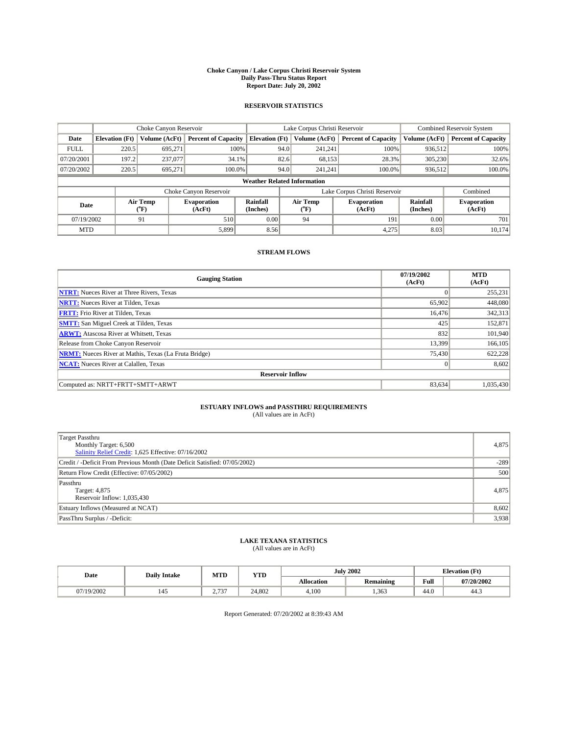**Choke Canyon / Lake Corpus Christi Reservoir System**
**Daily Pass-Thru Status Report**
**Report Date: July 20, 2002**

## RESERVOIR STATISTICS

| | Choke Canyon Reservoir | | | Lake Corpus Christi Reservoir | | | Combined Reservoir System | |
|---|---|---|---|---|---|---|---|---|
| Date | Elevation (Ft) | Volume (AcFt) | Percent of Capacity | Elevation (Ft) | Volume (AcFt) | Percent of Capacity | Volume (AcFt) | Percent of Capacity |
| FULL | 220.5 | 695,271 | 100% | 94.0 | 241,241 | 100% | 936,512 | 100% |
| 07/20/2001 | 197.2 | 237,077 | 34.1% | 82.6 | 68,153 | 28.3% | 305,230 | 32.6% |
| 07/20/2002 | 220.5 | 695,271 | 100.0% | 94.0 | 241,241 | 100.0% | 936,512 | 100.0% |

**Weather Related Information**

| | Choke Canyon Reservoir | | | Lake Corpus Christi Reservoir | | | Combined |
|---|---|---|---|---|---|---|---|
| Date | Air Temp (°F) | Evaporation (AcFt) | Rainfall (Inches) | Air Temp (°F) | Evaporation (AcFt) | Rainfall (Inches) | Evaporation (AcFt) |
| 07/19/2002 | 91 | 510 | 0.00 | 94 | 191 | 0.00 | 701 |
| MTD | | 5,899 | 8.56 | | 4,275 | 8.03 | 10,174 |

## STREAM FLOWS

| Gauging Station | 07/19/2002 (AcFt) | MTD (AcFt) |
|---|---|---|
| NTRT: Nueces River at Three Rivers, Texas | 0 | 255,231 |
| NRTT: Nueces River at Tilden, Texas | 65,902 | 448,080 |
| FRTT: Frio River at Tilden, Texas | 16,476 | 342,313 |
| SMTT: San Miguel Creek at Tilden, Texas | 425 | 152,871 |
| ARWT: Atascosa River at Whitsett, Texas | 832 | 101,940 |
| Release from Choke Canyon Reservoir | 13,399 | 166,105 |
| NRMT: Nueces River at Mathis, Texas (La Fruta Bridge) | 75,430 | 622,228 |
| NCAT: Nueces River at Calallen, Texas | 0 | 8,602 |
| **Reservoir Inflow** | | |
| Computed as: NRTT+FRTT+SMTT+ARWT | 83,634 | 1,035,430 |

## ESTUARY INFLOWS and PASSTHRU REQUIREMENTS
(All values are in AcFt)

| | |
|---|---|
| Target Passthru<br>Monthly Target: 6,500<br>Salinity Relief Credit: 1,625 Effective: 07/16/2002 | 4,875 |
| Credit / -Deficit From Previous Month (Date Deficit Satisfied: 07/05/2002) | -289 |
| Return Flow Credit (Effective: 07/05/2002) | 500 |
| Passthru<br>Target: 4,875<br>Reservoir Inflow: 1,035,430 | 4,875 |
| Estuary Inflows (Measured at NCAT) | 8,602 |
| PassThru Surplus / -Deficit: | 3,938 |

## LAKE TEXANA STATISTICS
(All values are in AcFt)

| Date | Daily Intake | MTD | YTD | July 2002 | | Elevation (Ft) | |
|---|---|---|---|---|---|---|---|
| | | | | Allocation | Remaining | Full | 07/20/2002 |
| 07/19/2002 | 145 | 2,737 | 24,802 | 4,100 | 1,363 | 44.0 | 44.3 |

Report Generated: 07/20/2002 at 8:39:43 AM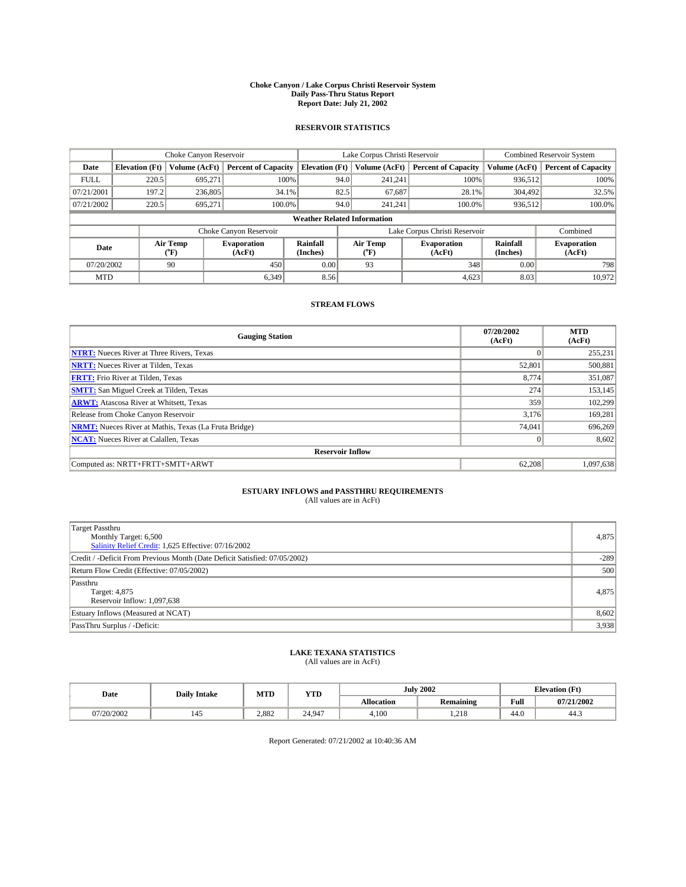# Choke Canyon / Lake Corpus Christi Reservoir System
## Daily Pass-Thru Status Report
## Report Date: July 21, 2002

### RESERVOIR STATISTICS

| | Choke Canyon Reservoir | | | Lake Corpus Christi Reservoir | | | Combined Reservoir System | |
|---|---|---|---|---|---|---|---|---|
| Date | Elevation (Ft) | Volume (AcFt) | Percent of Capacity | Elevation (Ft) | Volume (AcFt) | Percent of Capacity | Volume (AcFt) | Percent of Capacity |
| FULL | 220.5 | 695,271 | 100% | 94.0 | 241,241 | 100% | 936,512 | 100% |
| 07/21/2001 | 197.2 | 236,805 | 34.1% | 82.5 | 67,687 | 28.1% | 304,492 | 32.5% |
| 07/21/2002 | 220.5 | 695,271 | 100.0% | 94.0 | 241,241 | 100.0% | 936,512 | 100.0% |

**Weather Related Information**

| | Choke Canyon Reservoir | | | Lake Corpus Christi Reservoir | | | Combined |
|---|---|---|---|---|---|---|---|
| Date | Air Temp (°F) | Evaporation (AcFt) | Rainfall (Inches) | Air Temp (°F) | Evaporation (AcFt) | Rainfall (Inches) | Evaporation (AcFt) |
| 07/20/2002 | 90 | 450 | 0.00 | 93 | 348 | 0.00 | 798 |
| MTD | | 6,349 | 8.56 | | 4,623 | 8.03 | 10,972 |

### STREAM FLOWS

| Gauging Station | 07/20/2002 (AcFt) | MTD (AcFt) |
|---|---|---|
| NTRT: Nueces River at Three Rivers, Texas | 0 | 255,231 |
| NRTT: Nueces River at Tilden, Texas | 52,801 | 500,881 |
| FRTT: Frio River at Tilden, Texas | 8,774 | 351,087 |
| SMTT: San Miguel Creek at Tilden, Texas | 274 | 153,145 |
| ARWT: Atascosa River at Whitsett, Texas | 359 | 102,299 |
| Release from Choke Canyon Reservoir | 3,176 | 169,281 |
| NRMT: Nueces River at Mathis, Texas (La Fruta Bridge) | 74,041 | 696,269 |
| NCAT: Nueces River at Calallen, Texas | 0 | 8,602 |
| **Reservoir Inflow** | | |
| Computed as: NRTT+FRTT+SMTT+ARWT | 62,208 | 1,097,638 |

### ESTUARY INFLOWS and PASSTHRU REQUIREMENTS
(All values are in AcFt)

| | |
|---|---|
| Target Passthru<br>Monthly Target: 6,500<br>Salinity Relief Credit: 1,625 Effective: 07/16/2002 | 4,875 |
| Credit / -Deficit From Previous Month (Date Deficit Satisfied: 07/05/2002) | -289 |
| Return Flow Credit (Effective: 07/05/2002) | 500 |
| Passthru<br>Target: 4,875<br>Reservoir Inflow: 1,097,638 | 4,875 |
| Estuary Inflows (Measured at NCAT) | 8,602 |
| PassThru Surplus / -Deficit: | 3,938 |

### LAKE TEXANA STATISTICS
(All values are in AcFt)

| Date | Daily Intake | MTD | YTD | July 2002 | | Elevation (Ft) | |
|---|---|---|---|---|---|---|---|
| | | | | Allocation | Remaining | Full | 07/21/2002 |
| 07/20/2002 | 145 | 2,882 | 24,947 | 4,100 | 1,218 | 44.0 | 44.3 |

Report Generated: 07/21/2002 at 10:40:36 AM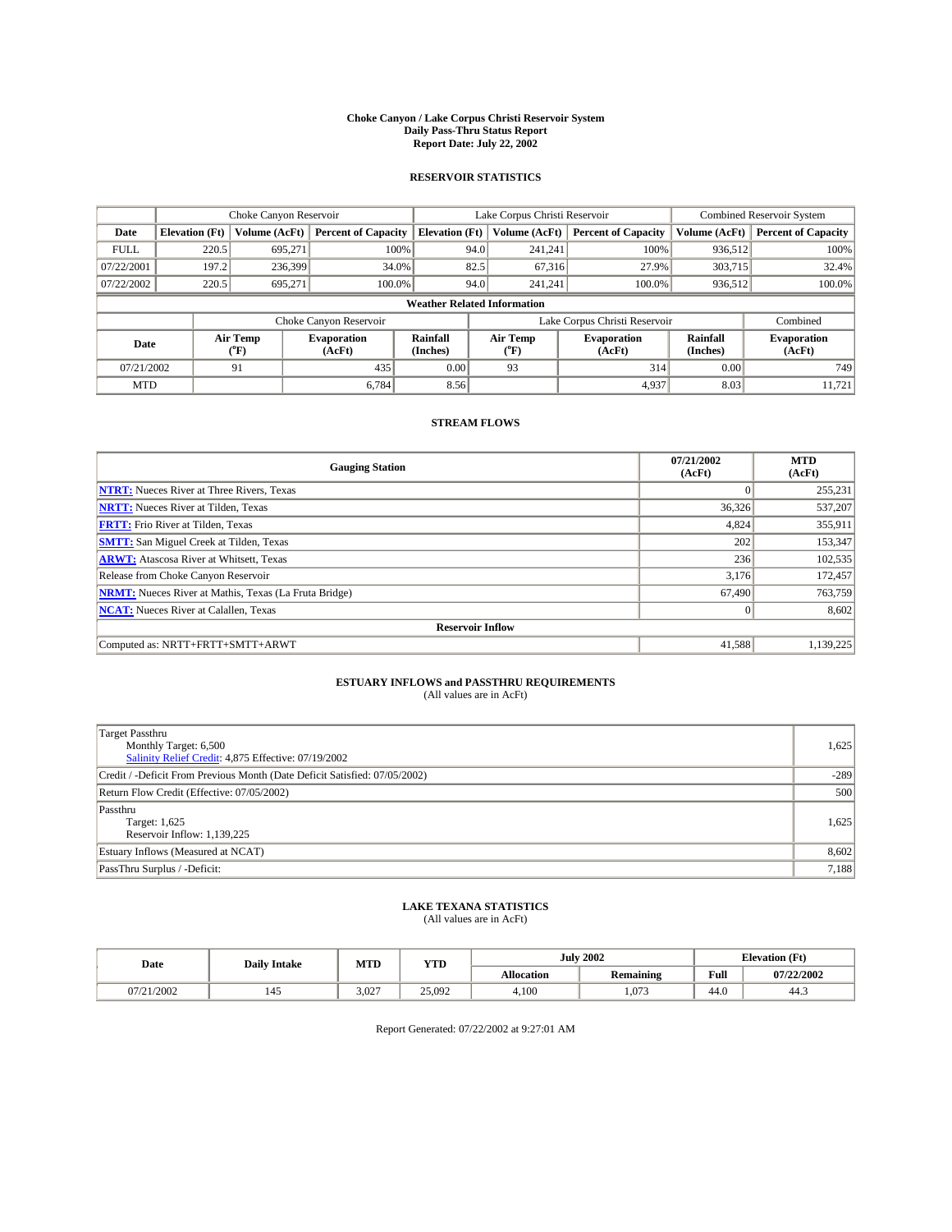# Choke Canyon / Lake Corpus Christi Reservoir System
## Daily Pass-Thru Status Report
### Report Date: July 22, 2002

## RESERVOIR STATISTICS

| | Choke Canyon Reservoir | | | Lake Corpus Christi Reservoir | | | Combined Reservoir System | |
|---|---|---|---|---|---|---|---|---|
| Date | Elevation (Ft) | Volume (AcFt) | Percent of Capacity | Elevation (Ft) | Volume (AcFt) | Percent of Capacity | Volume (AcFt) | Percent of Capacity |
| FULL | 220.5 | 695,271 | 100% | 94.0 | 241,241 | 100% | 936,512 | 100% |
| 07/22/2001 | 197.2 | 236,399 | 34.0% | 82.5 | 67,316 | 27.9% | 303,715 | 32.4% |
| 07/22/2002 | 220.5 | 695,271 | 100.0% | 94.0 | 241,241 | 100.0% | 936,512 | 100.0% |

**Weather Related Information**

| | Choke Canyon Reservoir | | | Lake Corpus Christi Reservoir | | | Combined |
|---|---|---|---|---|---|---|---|
| Date | Air Temp (°F) | Evaporation (AcFt) | Rainfall (Inches) | Air Temp (°F) | Evaporation (AcFt) | Rainfall (Inches) | Evaporation (AcFt) |
| 07/21/2002 | 91 | 435 | 0.00 | 93 | 314 | 0.00 | 749 |
| MTD | | 6,784 | 8.56 | | 4,937 | 8.03 | 11,721 |

## STREAM FLOWS

| Gauging Station | 07/21/2002 (AcFt) | MTD (AcFt) |
|---|---|---|
| **NTRT:** Nueces River at Three Rivers, Texas | 0 | 255,231 |
| **NRTT:** Nueces River at Tilden, Texas | 36,326 | 537,207 |
| **FRTT:** Frio River at Tilden, Texas | 4,824 | 355,911 |
| **SMTT:** San Miguel Creek at Tilden, Texas | 202 | 153,347 |
| **ARWT:** Atascosa River at Whitsett, Texas | 236 | 102,535 |
| Release from Choke Canyon Reservoir | 3,176 | 172,457 |
| **NRMT:** Nueces River at Mathis, Texas (La Fruta Bridge) | 67,490 | 763,759 |
| **NCAT:** Nueces River at Calallen, Texas | 0 | 8,602 |
| **Reservoir Inflow** | | |
| Computed as: NRTT+FRTT+SMTT+ARWT | 41,588 | 1,139,225 |

## ESTUARY INFLOWS and PASSTHRU REQUIREMENTS
(All values are in AcFt)

| | |
|---|---|
| Target Passthru<br>Monthly Target: 6,500<br>Salinity Relief Credit: 4,875 Effective: 07/19/2002 | 1,625 |
| Credit / -Deficit From Previous Month (Date Deficit Satisfied: 07/05/2002) | -289 |
| Return Flow Credit (Effective: 07/05/2002) | 500 |
| Passthru<br>Target: 1,625<br>Reservoir Inflow: 1,139,225 | 1,625 |
| Estuary Inflows (Measured at NCAT) | 8,602 |
| PassThru Surplus / -Deficit: | 7,188 |

## LAKE TEXANA STATISTICS
(All values are in AcFt)

| Date | Daily Intake | MTD | YTD | July 2002 | | Elevation (Ft) | |
|---|---|---|---|---|---|---|---|
| | | | | Allocation | Remaining | Full | 07/22/2002 |
| 07/21/2002 | 145 | 3,027 | 25,092 | 4,100 | 1,073 | 44.0 | 44.3 |

Report Generated: 07/22/2002 at 9:27:01 AM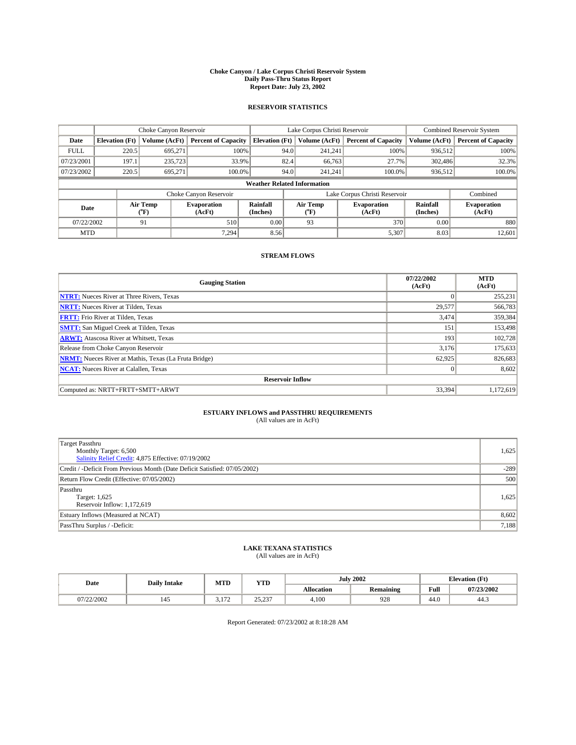# Choke Canyon / Lake Corpus Christi Reservoir System
## Daily Pass-Thru Status Report
### Report Date: July 23, 2002

## RESERVOIR STATISTICS

| | Choke Canyon Reservoir | | | Lake Corpus Christi Reservoir | | | Combined Reservoir System | |
|---|---|---|---|---|---|---|---|---|
| Date | Elevation (Ft) | Volume (AcFt) | Percent of Capacity | Elevation (Ft) | Volume (AcFt) | Percent of Capacity | Volume (AcFt) | Percent of Capacity |
| FULL | 220.5 | 695,271 | 100% | 94.0 | 241,241 | 100% | 936,512 | 100% |
| 07/23/2001 | 197.1 | 235,723 | 33.9% | 82.4 | 66,763 | 27.7% | 302,486 | 32.3% |
| 07/23/2002 | 220.5 | 695,271 | 100.0% | 94.0 | 241,241 | 100.0% | 936,512 | 100.0% |

**Weather Related Information**

| | Choke Canyon Reservoir | | | Lake Corpus Christi Reservoir | | | Combined |
|---|---|---|---|---|---|---|---|
| Date | Air Temp (°F) | Evaporation (AcFt) | Rainfall (Inches) | Air Temp (°F) | Evaporation (AcFt) | Rainfall (Inches) | Evaporation (AcFt) |
| 07/22/2002 | 91 | 510 | 0.00 | 93 | 370 | 0.00 | 880 |
| MTD | | 7,294 | 8.56 | | 5,307 | 8.03 | 12,601 |

## STREAM FLOWS

| Gauging Station | 07/22/2002 (AcFt) | MTD (AcFt) |
|---|---|---|
| NTRT: Nueces River at Three Rivers, Texas | 0 | 255,231 |
| NRTT: Nueces River at Tilden, Texas | 29,577 | 566,783 |
| FRTT: Frio River at Tilden, Texas | 3,474 | 359,384 |
| SMTT: San Miguel Creek at Tilden, Texas | 151 | 153,498 |
| ARWT: Atascosa River at Whitsett, Texas | 193 | 102,728 |
| Release from Choke Canyon Reservoir | 3,176 | 175,633 |
| NRMT: Nueces River at Mathis, Texas (La Fruta Bridge) | 62,925 | 826,683 |
| NCAT: Nueces River at Calallen, Texas | 0 | 8,602 |
| **Reservoir Inflow** | | |
| Computed as: NRTT+FRTT+SMTT+ARWT | 33,394 | 1,172,619 |

## ESTUARY INFLOWS and PASSTHRU REQUIREMENTS
(All values are in AcFt)

| | |
|---|---|
| Target Passthru<br>Monthly Target: 6,500<br>Salinity Relief Credit: 4,875 Effective: 07/19/2002 | 1,625 |
| Credit / -Deficit From Previous Month (Date Deficit Satisfied: 07/05/2002) | -289 |
| Return Flow Credit (Effective: 07/05/2002) | 500 |
| Passthru<br>Target: 1,625<br>Reservoir Inflow: 1,172,619 | 1,625 |
| Estuary Inflows (Measured at NCAT) | 8,602 |
| PassThru Surplus / -Deficit: | 7,188 |

## LAKE TEXANA STATISTICS
(All values are in AcFt)

| Date | Daily Intake | MTD | YTD | July 2002 | | Elevation (Ft) | |
|---|---|---|---|---|---|---|---|
| | | | | Allocation | Remaining | Full | 07/23/2002 |
| 07/22/2002 | 145 | 3,172 | 25,237 | 4,100 | 928 | 44.0 | 44.3 |

Report Generated: 07/23/2002 at 8:18:28 AM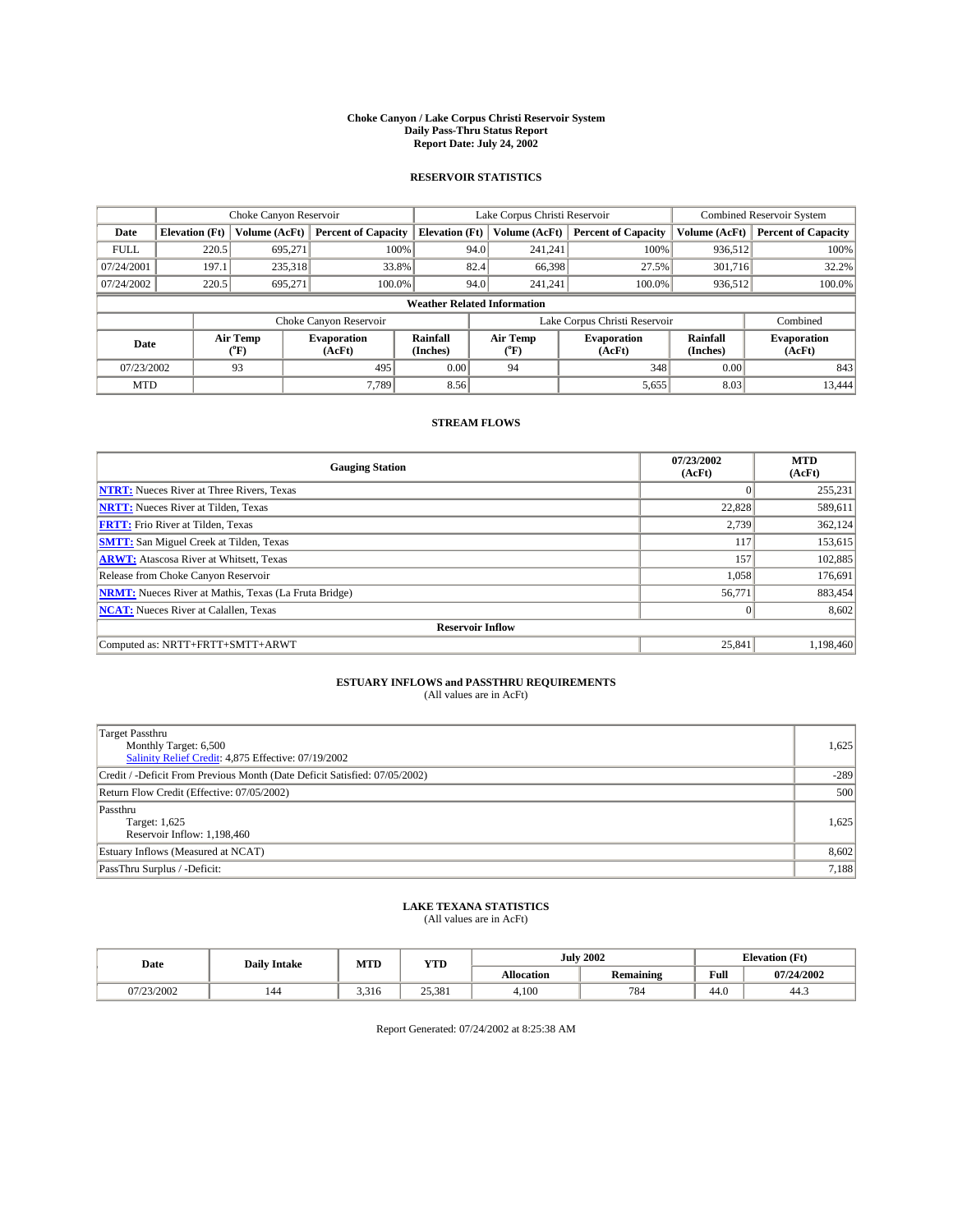# Choke Canyon / Lake Corpus Christi Reservoir System
## Daily Pass-Thru Status Report
### Report Date: July 24, 2002

## RESERVOIR STATISTICS

| | Choke Canyon Reservoir | | | Lake Corpus Christi Reservoir | | | Combined Reservoir System | |
|---|---|---|---|---|---|---|---|---|
| Date | Elevation (Ft) | Volume (AcFt) | Percent of Capacity | Elevation (Ft) | Volume (AcFt) | Percent of Capacity | Volume (AcFt) | Percent of Capacity |
| FULL | 220.5 | 695,271 | 100% | 94.0 | 241,241 | 100% | 936,512 | 100% |
| 07/24/2001 | 197.1 | 235,318 | 33.8% | 82.4 | 66,398 | 27.5% | 301,716 | 32.2% |
| 07/24/2002 | 220.5 | 695,271 | 100.0% | 94.0 | 241,241 | 100.0% | 936,512 | 100.0% |

**Weather Related Information**

| | Choke Canyon Reservoir | | | Lake Corpus Christi Reservoir | | | Combined |
|---|---|---|---|---|---|---|---|
| Date | Air Temp (°F) | Evaporation (AcFt) | Rainfall (Inches) | Air Temp (°F) | Evaporation (AcFt) | Rainfall (Inches) | Evaporation (AcFt) |
| 07/23/2002 | 93 | 495 | 0.00 | 94 | 348 | 0.00 | 843 |
| MTD | | 7,789 | 8.56 | | 5,655 | 8.03 | 13,444 |

## STREAM FLOWS

| Gauging Station | 07/23/2002 (AcFt) | MTD (AcFt) |
|---|---|---|
| NTRT: Nueces River at Three Rivers, Texas | 0 | 255,231 |
| NRTT: Nueces River at Tilden, Texas | 22,828 | 589,611 |
| FRTT: Frio River at Tilden, Texas | 2,739 | 362,124 |
| SMTT: San Miguel Creek at Tilden, Texas | 117 | 153,615 |
| ARWT: Atascosa River at Whitsett, Texas | 157 | 102,885 |
| Release from Choke Canyon Reservoir | 1,058 | 176,691 |
| NRMT: Nueces River at Mathis, Texas (La Fruta Bridge) | 56,771 | 883,454 |
| NCAT: Nueces River at Calallen, Texas | 0 | 8,602 |
| **Reservoir Inflow** | | |
| Computed as: NRTT+FRTT+SMTT+ARWT | 25,841 | 1,198,460 |

## ESTUARY INFLOWS and PASSTHRU REQUIREMENTS
(All values are in AcFt)

| | |
|---|---|
| Target Passthru<br>Monthly Target: 6,500<br>Salinity Relief Credit: 4,875 Effective: 07/19/2002 | 1,625 |
| Credit / -Deficit From Previous Month (Date Deficit Satisfied: 07/05/2002) | -289 |
| Return Flow Credit (Effective: 07/05/2002) | 500 |
| Passthru<br>Target: 1,625<br>Reservoir Inflow: 1,198,460 | 1,625 |
| Estuary Inflows (Measured at NCAT) | 8,602 |
| PassThru Surplus / -Deficit: | 7,188 |

## LAKE TEXANA STATISTICS
(All values are in AcFt)

| Date | Daily Intake | MTD | YTD | July 2002 | | Elevation (Ft) | |
|---|---|---|---|---|---|---|---|
| | | | | Allocation | Remaining | Full | 07/24/2002 |
| 07/23/2002 | 144 | 3,316 | 25,381 | 4,100 | 784 | 44.0 | 44.3 |

Report Generated: 07/24/2002 at 8:25:38 AM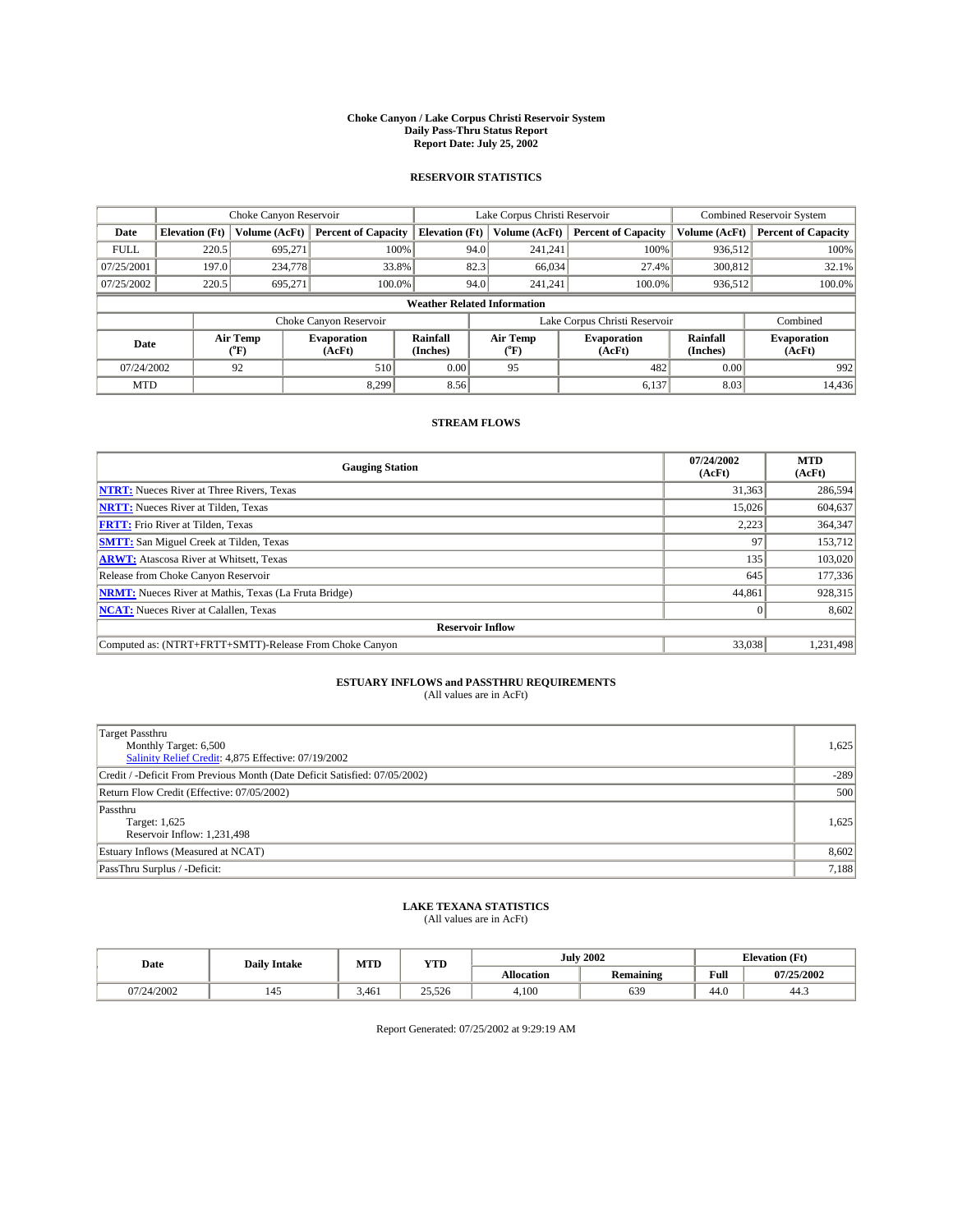# Choke Canyon / Lake Corpus Christi Reservoir System
## Daily Pass-Thru Status Report
## Report Date: July 25, 2002

### RESERVOIR STATISTICS

| | Choke Canyon Reservoir | | | Lake Corpus Christi Reservoir | | | Combined Reservoir System | |
|---|---|---|---|---|---|---|---|---|
| Date | Elevation (Ft) | Volume (AcFt) | Percent of Capacity | Elevation (Ft) | Volume (AcFt) | Percent of Capacity | Volume (AcFt) | Percent of Capacity |
| FULL | 220.5 | 695,271 | 100% | 94.0 | 241,241 | 100% | 936,512 | 100% |
| 07/25/2001 | 197.0 | 234,778 | 33.8% | 82.3 | 66,034 | 27.4% | 300,812 | 32.1% |
| 07/25/2002 | 220.5 | 695,271 | 100.0% | 94.0 | 241,241 | 100.0% | 936,512 | 100.0% |

**Weather Related Information**

| | Choke Canyon Reservoir | | | Lake Corpus Christi Reservoir | | | Combined |
|---|---|---|---|---|---|---|---|
| Date | Air Temp (°F) | Evaporation (AcFt) | Rainfall (Inches) | Air Temp (°F) | Evaporation (AcFt) | Rainfall (Inches) | Evaporation (AcFt) |
| 07/24/2002 | 92 | 510 | 0.00 | 95 | 482 | 0.00 | 992 |
| MTD | | 8,299 | 8.56 | | 6,137 | 8.03 | 14,436 |

### STREAM FLOWS

| Gauging Station | 07/24/2002 (AcFt) | MTD (AcFt) |
|---|---|---|
| NTRT: Nueces River at Three Rivers, Texas | 31,363 | 286,594 |
| NRTT: Nueces River at Tilden, Texas | 15,026 | 604,637 |
| FRTT: Frio River at Tilden, Texas | 2,223 | 364,347 |
| SMTT: San Miguel Creek at Tilden, Texas | 97 | 153,712 |
| ARWT: Atascosa River at Whitsett, Texas | 135 | 103,020 |
| Release from Choke Canyon Reservoir | 645 | 177,336 |
| NRMT: Nueces River at Mathis, Texas (La Fruta Bridge) | 44,861 | 928,315 |
| NCAT: Nueces River at Calallen, Texas | 0 | 8,602 |
| **Reservoir Inflow** | | |
| Computed as: (NTRT+FRTT+SMTT)-Release From Choke Canyon | 33,038 | 1,231,498 |

### ESTUARY INFLOWS and PASSTHRU REQUIREMENTS
(All values are in AcFt)

| | |
|---|---|
| Target Passthru<br>Monthly Target: 6,500<br>Salinity Relief Credit: 4,875 Effective: 07/19/2002 | 1,625 |
| Credit / -Deficit From Previous Month (Date Deficit Satisfied: 07/05/2002) | -289 |
| Return Flow Credit (Effective: 07/05/2002) | 500 |
| Passthru<br>Target: 1,625<br>Reservoir Inflow: 1,231,498 | 1,625 |
| Estuary Inflows (Measured at NCAT) | 8,602 |
| PassThru Surplus / -Deficit: | 7,188 |

### LAKE TEXANA STATISTICS
(All values are in AcFt)

| Date | Daily Intake | MTD | YTD | July 2002 | | Elevation (Ft) | |
|---|---|---|---|---|---|---|---|
| | | | | Allocation | Remaining | Full | 07/25/2002 |
| 07/24/2002 | 145 | 3,461 | 25,526 | 4,100 | 639 | 44.0 | 44.3 |

Report Generated: 07/25/2002 at 9:29:19 AM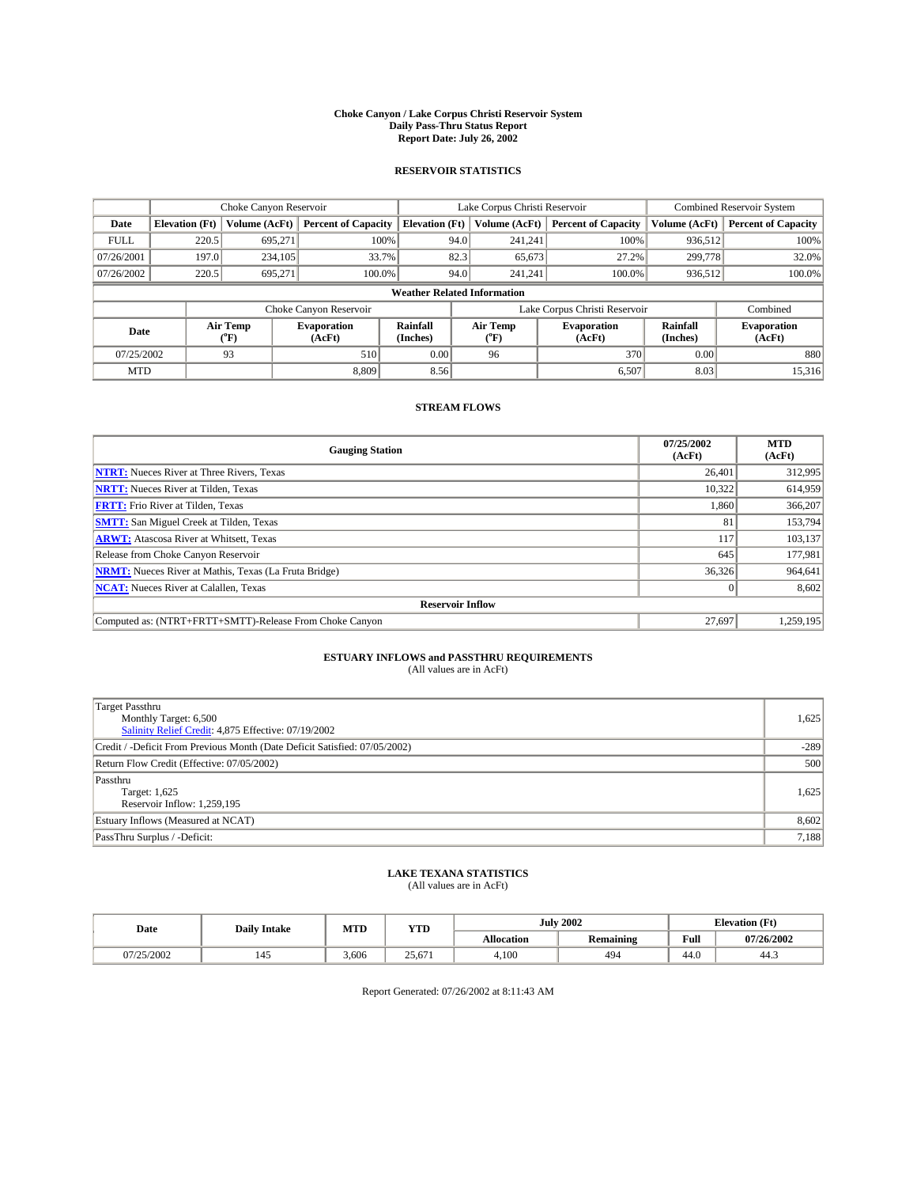# Choke Canyon / Lake Corpus Christi Reservoir System
## Daily Pass-Thru Status Report
### Report Date: July 26, 2002

## RESERVOIR STATISTICS

| | Choke Canyon Reservoir | | | Lake Corpus Christi Reservoir | | | Combined Reservoir System | |
|---|---|---|---|---|---|---|---|---|
| Date | Elevation (Ft) | Volume (AcFt) | Percent of Capacity | Elevation (Ft) | Volume (AcFt) | Percent of Capacity | Volume (AcFt) | Percent of Capacity |
| FULL | 220.5 | 695,271 | 100% | 94.0 | 241,241 | 100% | 936,512 | 100% |
| 07/26/2001 | 197.0 | 234,105 | 33.7% | 82.3 | 65,673 | 27.2% | 299,778 | 32.0% |
| 07/26/2002 | 220.5 | 695,271 | 100.0% | 94.0 | 241,241 | 100.0% | 936,512 | 100.0% |

**Weather Related Information**

| | Choke Canyon Reservoir | | | Lake Corpus Christi Reservoir | | | Combined |
|---|---|---|---|---|---|---|---|
| Date | Air Temp (°F) | Evaporation (AcFt) | Rainfall (Inches) | Air Temp (°F) | Evaporation (AcFt) | Rainfall (Inches) | Evaporation (AcFt) |
| 07/25/2002 | 93 | 510 | 0.00 | 96 | 370 | 0.00 | 880 |
| MTD | | 8,809 | 8.56 | | 6,507 | 8.03 | 15,316 |

## STREAM FLOWS

| Gauging Station | 07/25/2002 (AcFt) | MTD (AcFt) |
|---|---|---|
| NTRT: Nueces River at Three Rivers, Texas | 26,401 | 312,995 |
| NRTT: Nueces River at Tilden, Texas | 10,322 | 614,959 |
| FRTT: Frio River at Tilden, Texas | 1,860 | 366,207 |
| SMTT: San Miguel Creek at Tilden, Texas | 81 | 153,794 |
| ARWT: Atascosa River at Whitsett, Texas | 117 | 103,137 |
| Release from Choke Canyon Reservoir | 645 | 177,981 |
| NRMT: Nueces River at Mathis, Texas (La Fruta Bridge) | 36,326 | 964,641 |
| NCAT: Nueces River at Calallen, Texas | 0 | 8,602 |
| **Reservoir Inflow** | | |
| Computed as: (NTRT+FRTT+SMTT)-Release From Choke Canyon | 27,697 | 1,259,195 |

## ESTUARY INFLOWS and PASSTHRU REQUIREMENTS
(All values are in AcFt)

| | |
|---|---|
| Target Passthru<br>Monthly Target: 6,500<br>Salinity Relief Credit: 4,875 Effective: 07/19/2002 | 1,625 |
| Credit / -Deficit From Previous Month (Date Deficit Satisfied: 07/05/2002) | -289 |
| Return Flow Credit (Effective: 07/05/2002) | 500 |
| Passthru<br>Target: 1,625<br>Reservoir Inflow: 1,259,195 | 1,625 |
| Estuary Inflows (Measured at NCAT) | 8,602 |
| PassThru Surplus / -Deficit: | 7,188 |

## LAKE TEXANA STATISTICS
(All values are in AcFt)

| Date | Daily Intake | MTD | YTD | July 2002 | | Elevation (Ft) | |
|---|---|---|---|---|---|---|---|
| | | | | Allocation | Remaining | Full | 07/26/2002 |
| 07/25/2002 | 145 | 3,606 | 25,671 | 4,100 | 494 | 44.0 | 44.3 |

Report Generated: 07/26/2002 at 8:11:43 AM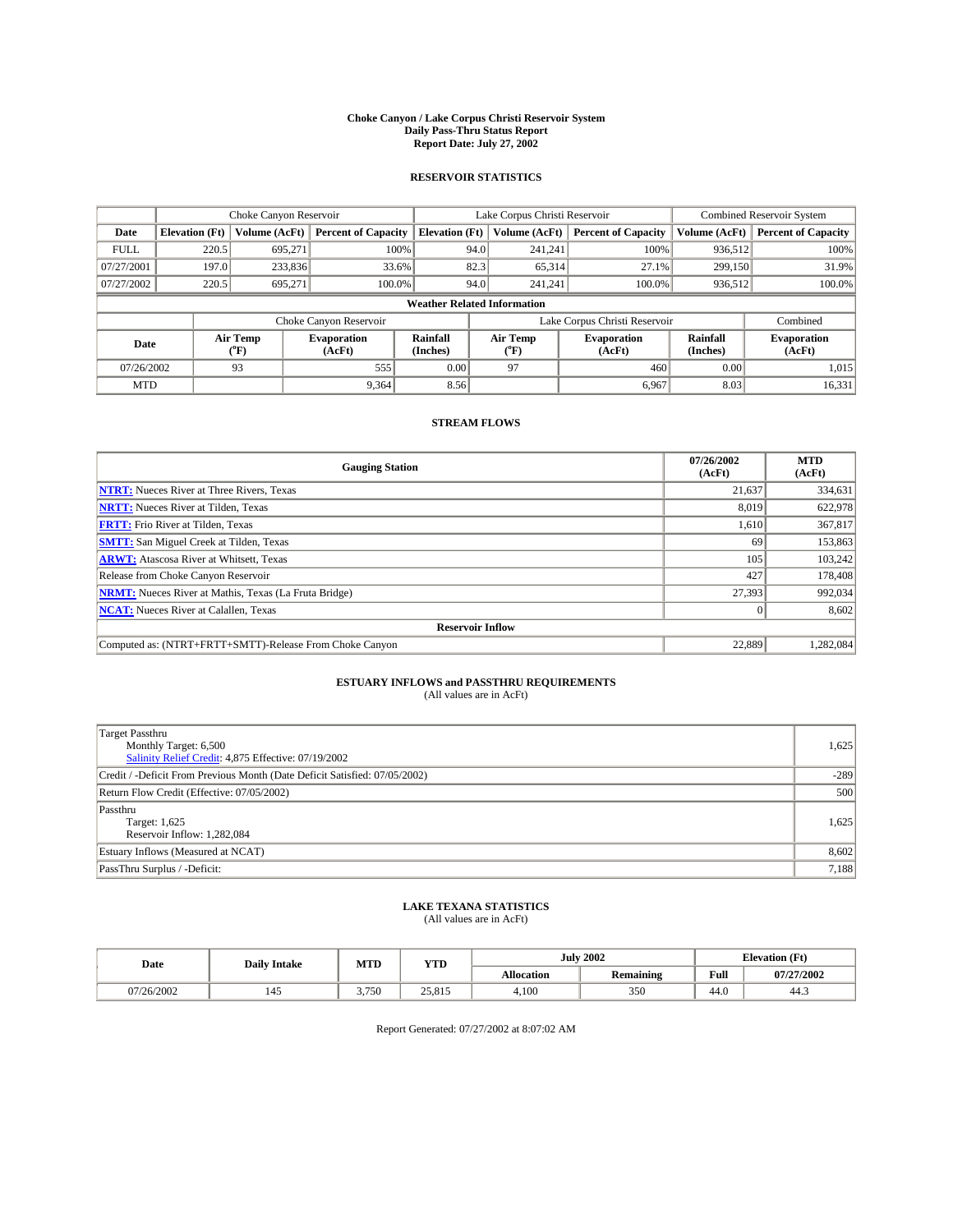# Choke Canyon / Lake Corpus Christi Reservoir System
## Daily Pass-Thru Status Report
## Report Date: July 27, 2002

### RESERVOIR STATISTICS

| | Choke Canyon Reservoir | | | Lake Corpus Christi Reservoir | | | Combined Reservoir System | |
|---|---|---|---|---|---|---|---|---|
| Date | Elevation (Ft) | Volume (AcFt) | Percent of Capacity | Elevation (Ft) | Volume (AcFt) | Percent of Capacity | Volume (AcFt) | Percent of Capacity |
| FULL | 220.5 | 695,271 | 100% | 94.0 | 241,241 | 100% | 936,512 | 100% |
| 07/27/2001 | 197.0 | 233,836 | 33.6% | 82.3 | 65,314 | 27.1% | 299,150 | 31.9% |
| 07/27/2002 | 220.5 | 695,271 | 100.0% | 94.0 | 241,241 | 100.0% | 936,512 | 100.0% |

**Weather Related Information**

| | Choke Canyon Reservoir | | | Lake Corpus Christi Reservoir | | | Combined |
|---|---|---|---|---|---|---|---|
| Date | Air Temp (°F) | Evaporation (AcFt) | Rainfall (Inches) | Air Temp (°F) | Evaporation (AcFt) | Rainfall (Inches) | Evaporation (AcFt) |
| 07/26/2002 | 93 | 555 | 0.00 | 97 | 460 | 0.00 | 1,015 |
| MTD | | 9,364 | 8.56 | | 6,967 | 8.03 | 16,331 |

### STREAM FLOWS

| Gauging Station | 07/26/2002 (AcFt) | MTD (AcFt) |
|---|---|---|
| NTRT: Nueces River at Three Rivers, Texas | 21,637 | 334,631 |
| NRTT: Nueces River at Tilden, Texas | 8,019 | 622,978 |
| FRTT: Frio River at Tilden, Texas | 1,610 | 367,817 |
| SMTT: San Miguel Creek at Tilden, Texas | 69 | 153,863 |
| ARWT: Atascosa River at Whitsett, Texas | 105 | 103,242 |
| Release from Choke Canyon Reservoir | 427 | 178,408 |
| NRMT: Nueces River at Mathis, Texas (La Fruta Bridge) | 27,393 | 992,034 |
| NCAT: Nueces River at Calallen, Texas | 0 | 8,602 |
| **Reservoir Inflow** | | |
| Computed as: (NTRT+FRTT+SMTT)-Release From Choke Canyon | 22,889 | 1,282,084 |

### ESTUARY INFLOWS and PASSTHRU REQUIREMENTS
(All values are in AcFt)

| | |
|---|---|
| Target Passthru<br>Monthly Target: 6,500<br>Salinity Relief Credit: 4,875 Effective: 07/19/2002 | 1,625 |
| Credit / -Deficit From Previous Month (Date Deficit Satisfied: 07/05/2002) | -289 |
| Return Flow Credit (Effective: 07/05/2002) | 500 |
| Passthru<br>Target: 1,625<br>Reservoir Inflow: 1,282,084 | 1,625 |
| Estuary Inflows (Measured at NCAT) | 8,602 |
| PassThru Surplus / -Deficit: | 7,188 |

### LAKE TEXANA STATISTICS
(All values are in AcFt)

| Date | Daily Intake | MTD | YTD | July 2002 | | Elevation (Ft) | |
|---|---|---|---|---|---|---|---|
| | | | | Allocation | Remaining | Full | 07/27/2002 |
| 07/26/2002 | 145 | 3,750 | 25,815 | 4,100 | 350 | 44.0 | 44.3 |

Report Generated: 07/27/2002 at 8:07:02 AM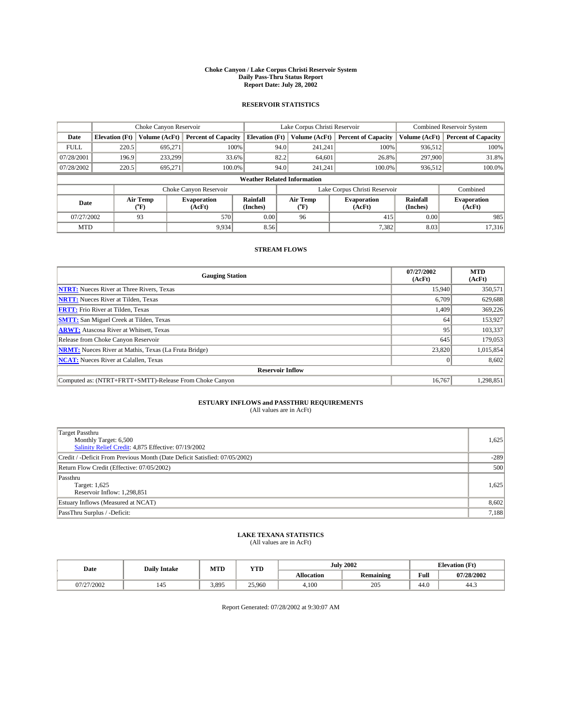# Choke Canyon / Lake Corpus Christi Reservoir System
## Daily Pass-Thru Status Report
### Report Date: July 28, 2002

## RESERVOIR STATISTICS

| | Choke Canyon Reservoir | | | Lake Corpus Christi Reservoir | | | Combined Reservoir System | |
|---|---|---|---|---|---|---|---|---|
| Date | Elevation (Ft) | Volume (AcFt) | Percent of Capacity | Elevation (Ft) | Volume (AcFt) | Percent of Capacity | Volume (AcFt) | Percent of Capacity |
| FULL | 220.5 | 695,271 | 100% | 94.0 | 241,241 | 100% | 936,512 | 100% |
| 07/28/2001 | 196.9 | 233,299 | 33.6% | 82.2 | 64,601 | 26.8% | 297,900 | 31.8% |
| 07/28/2002 | 220.5 | 695,271 | 100.0% | 94.0 | 241,241 | 100.0% | 936,512 | 100.0% |

**Weather Related Information**

| | Choke Canyon Reservoir | | | Lake Corpus Christi Reservoir | | | Combined |
|---|---|---|---|---|---|---|---|
| Date | Air Temp (°F) | Evaporation (AcFt) | Rainfall (Inches) | Air Temp (°F) | Evaporation (AcFt) | Rainfall (Inches) | Evaporation (AcFt) |
| 07/27/2002 | 93 | 570 | 0.00 | 96 | 415 | 0.00 | 985 |
| MTD | | 9,934 | 8.56 | | 7,382 | 8.03 | 17,316 |

## STREAM FLOWS

| Gauging Station | 07/27/2002 (AcFt) | MTD (AcFt) |
|---|---|---|
| NTRT: Nueces River at Three Rivers, Texas | 15,940 | 350,571 |
| NRTT: Nueces River at Tilden, Texas | 6,709 | 629,688 |
| FRTT: Frio River at Tilden, Texas | 1,409 | 369,226 |
| SMTT: San Miguel Creek at Tilden, Texas | 64 | 153,927 |
| ARWT: Atascosa River at Whitsett, Texas | 95 | 103,337 |
| Release from Choke Canyon Reservoir | 645 | 179,053 |
| NRMT: Nueces River at Mathis, Texas (La Fruta Bridge) | 23,820 | 1,015,854 |
| NCAT: Nueces River at Calallen, Texas | 0 | 8,602 |
| **Reservoir Inflow** | | |
| Computed as: (NTRT+FRTT+SMTT)-Release From Choke Canyon | 16,767 | 1,298,851 |

## ESTUARY INFLOWS and PASSTHRU REQUIREMENTS
(All values are in AcFt)

| | |
|---|---|
| Target Passthru<br>Monthly Target: 6,500<br>Salinity Relief Credit: 4,875 Effective: 07/19/2002 | 1,625 |
| Credit / -Deficit From Previous Month (Date Deficit Satisfied: 07/05/2002) | -289 |
| Return Flow Credit (Effective: 07/05/2002) | 500 |
| Passthru<br>Target: 1,625<br>Reservoir Inflow: 1,298,851 | 1,625 |
| Estuary Inflows (Measured at NCAT) | 8,602 |
| PassThru Surplus / -Deficit: | 7,188 |

## LAKE TEXANA STATISTICS
(All values are in AcFt)

| Date | Daily Intake | MTD | YTD | July 2002 | | Elevation (Ft) | |
|---|---|---|---|---|---|---|---|
| | | | | Allocation | Remaining | Full | 07/28/2002 |
| 07/27/2002 | 145 | 3,895 | 25,960 | 4,100 | 205 | 44.0 | 44.3 |

Report Generated: 07/28/2002 at 9:30:07 AM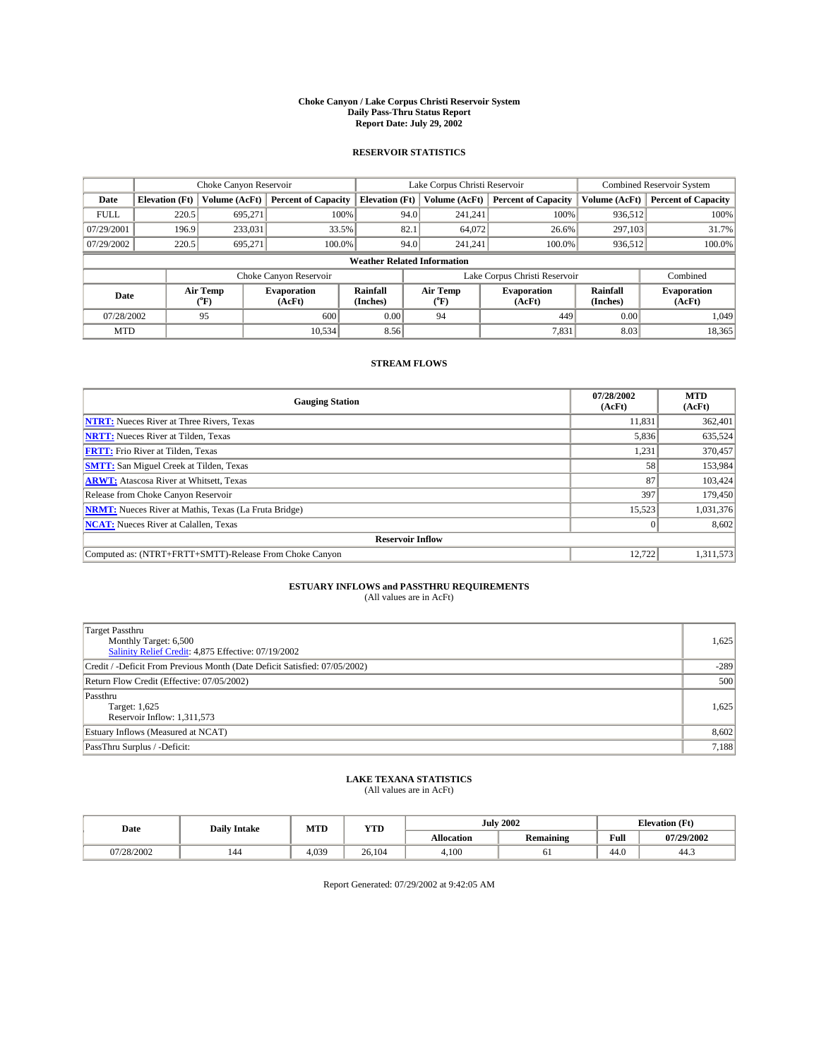# Choke Canyon / Lake Corpus Christi Reservoir System
## Daily Pass-Thru Status Report
### Report Date: July 29, 2002

## RESERVOIR STATISTICS

| | Choke Canyon Reservoir | | | Lake Corpus Christi Reservoir | | | Combined Reservoir System | |
|---|---|---|---|---|---|---|---|---|
| Date | Elevation (Ft) | Volume (AcFt) | Percent of Capacity | Elevation (Ft) | Volume (AcFt) | Percent of Capacity | Volume (AcFt) | Percent of Capacity |
| FULL | 220.5 | 695,271 | 100% | 94.0 | 241,241 | 100% | 936,512 | 100% |
| 07/29/2001 | 196.9 | 233,031 | 33.5% | 82.1 | 64,072 | 26.6% | 297,103 | 31.7% |
| 07/29/2002 | 220.5 | 695,271 | 100.0% | 94.0 | 241,241 | 100.0% | 936,512 | 100.0% |

**Weather Related Information**

| | Choke Canyon Reservoir | | | Lake Corpus Christi Reservoir | | | Combined |
|---|---|---|---|---|---|---|---|
| Date | Air Temp (°F) | Evaporation (AcFt) | Rainfall (Inches) | Air Temp (°F) | Evaporation (AcFt) | Rainfall (Inches) | Evaporation (AcFt) |
| 07/28/2002 | 95 | 600 | 0.00 | 94 | 449 | 0.00 | 1,049 |
| MTD | | 10,534 | 8.56 | | 7,831 | 8.03 | 18,365 |

## STREAM FLOWS

| Gauging Station | 07/28/2002 (AcFt) | MTD (AcFt) |
|---|---|---|
| NTRT: Nueces River at Three Rivers, Texas | 11,831 | 362,401 |
| NRTT: Nueces River at Tilden, Texas | 5,836 | 635,524 |
| FRTT: Frio River at Tilden, Texas | 1,231 | 370,457 |
| SMTT: San Miguel Creek at Tilden, Texas | 58 | 153,984 |
| ARWT: Atascosa River at Whitsett, Texas | 87 | 103,424 |
| Release from Choke Canyon Reservoir | 397 | 179,450 |
| NRMT: Nueces River at Mathis, Texas (La Fruta Bridge) | 15,523 | 1,031,376 |
| NCAT: Nueces River at Calallen, Texas | 0 | 8,602 |
| **Reservoir Inflow** | | |
| Computed as: (NTRT+FRTT+SMTT)-Release From Choke Canyon | 12,722 | 1,311,573 |

## ESTUARY INFLOWS and PASSTHRU REQUIREMENTS
(All values are in AcFt)

| | |
|---|---|
| Target Passthru<br>Monthly Target: 6,500<br>Salinity Relief Credit: 4,875 Effective: 07/19/2002 | 1,625 |
| Credit / -Deficit From Previous Month (Date Deficit Satisfied: 07/05/2002) | -289 |
| Return Flow Credit (Effective: 07/05/2002) | 500 |
| Passthru<br>Target: 1,625<br>Reservoir Inflow: 1,311,573 | 1,625 |
| Estuary Inflows (Measured at NCAT) | 8,602 |
| PassThru Surplus / -Deficit: | 7,188 |

## LAKE TEXANA STATISTICS
(All values are in AcFt)

| Date | Daily Intake | MTD | YTD | July 2002 | | Elevation (Ft) | |
|---|---|---|---|---|---|---|---|
| | | | | Allocation | Remaining | Full | 07/29/2002 |
| 07/28/2002 | 144 | 4,039 | 26,104 | 4,100 | 61 | 44.0 | 44.3 |

Report Generated: 07/29/2002 at 9:42:05 AM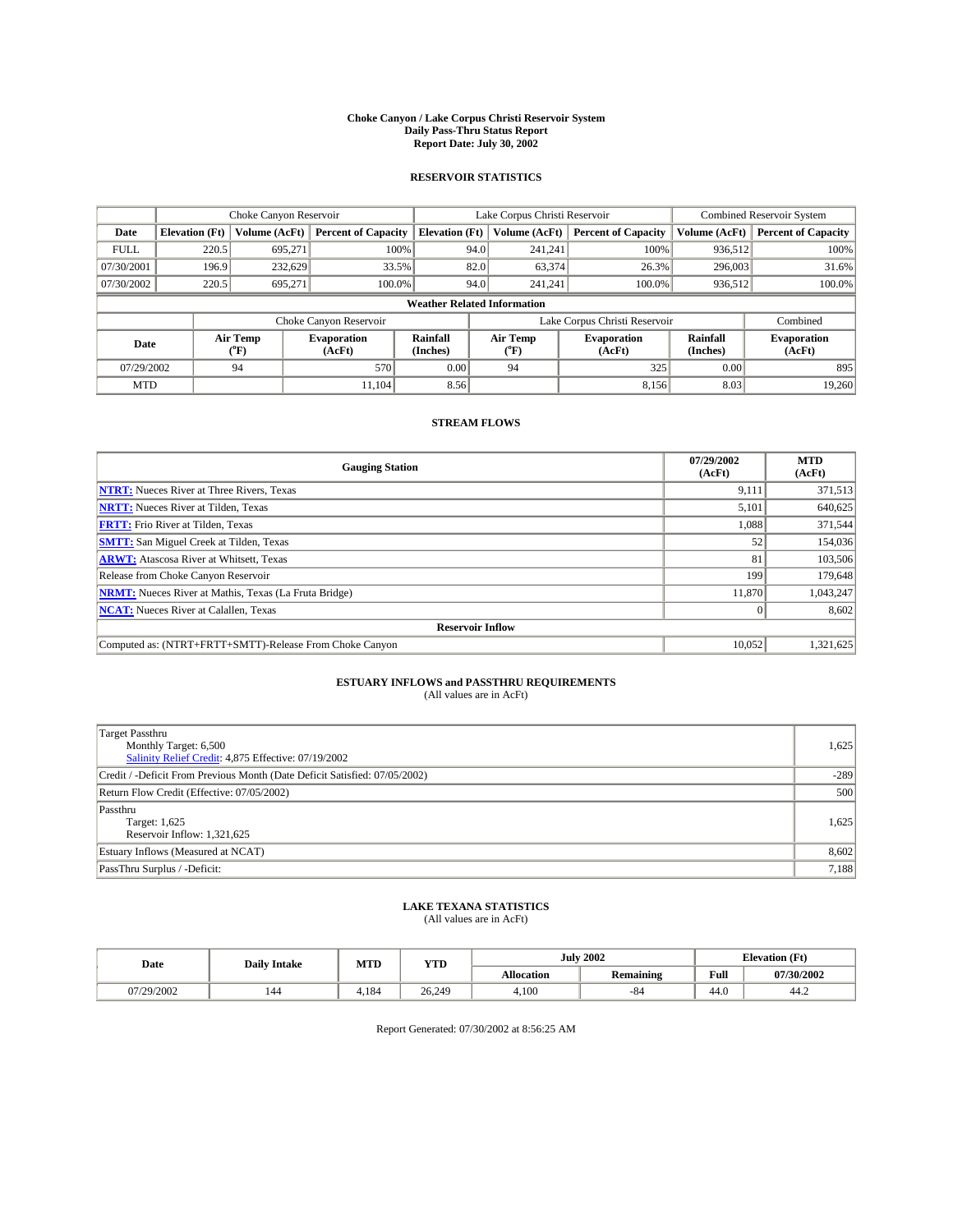# Choke Canyon / Lake Corpus Christi Reservoir System
## Daily Pass-Thru Status Report
## Report Date: July 30, 2002

### RESERVOIR STATISTICS

| | Choke Canyon Reservoir | | | Lake Corpus Christi Reservoir | | | Combined Reservoir System | |
|---|---|---|---|---|---|---|---|---|
| Date | Elevation (Ft) | Volume (AcFt) | Percent of Capacity | Elevation (Ft) | Volume (AcFt) | Percent of Capacity | Volume (AcFt) | Percent of Capacity |
| FULL | 220.5 | 695,271 | 100% | 94.0 | 241,241 | 100% | 936,512 | 100% |
| 07/30/2001 | 196.9 | 232,629 | 33.5% | 82.0 | 63,374 | 26.3% | 296,003 | 31.6% |
| 07/30/2002 | 220.5 | 695,271 | 100.0% | 94.0 | 241,241 | 100.0% | 936,512 | 100.0% |

**Weather Related Information**

| | Choke Canyon Reservoir | | | Lake Corpus Christi Reservoir | | | Combined |
|---|---|---|---|---|---|---|---|
| Date | Air Temp (°F) | Evaporation (AcFt) | Rainfall (Inches) | Air Temp (°F) | Evaporation (AcFt) | Rainfall (Inches) | Evaporation (AcFt) |
| 07/29/2002 | 94 | 570 | 0.00 | 94 | 325 | 0.00 | 895 |
| MTD | | 11,104 | 8.56 | | 8,156 | 8.03 | 19,260 |

### STREAM FLOWS

| Gauging Station | 07/29/2002 (AcFt) | MTD (AcFt) |
|---|---|---|
| NTRT: Nueces River at Three Rivers, Texas | 9,111 | 371,513 |
| NRTT: Nueces River at Tilden, Texas | 5,101 | 640,625 |
| FRTT: Frio River at Tilden, Texas | 1,088 | 371,544 |
| SMTT: San Miguel Creek at Tilden, Texas | 52 | 154,036 |
| ARWT: Atascosa River at Whitsett, Texas | 81 | 103,506 |
| Release from Choke Canyon Reservoir | 199 | 179,648 |
| NRMT: Nueces River at Mathis, Texas (La Fruta Bridge) | 11,870 | 1,043,247 |
| NCAT: Nueces River at Calallen, Texas | 0 | 8,602 |
| **Reservoir Inflow** | | |
| Computed as: (NTRT+FRTT+SMTT)-Release From Choke Canyon | 10,052 | 1,321,625 |

### ESTUARY INFLOWS and PASSTHRU REQUIREMENTS
(All values are in AcFt)

| | |
|---|---|
| Target Passthru<br>Monthly Target: 6,500<br>Salinity Relief Credit: 4,875 Effective: 07/19/2002 | 1,625 |
| Credit / -Deficit From Previous Month (Date Deficit Satisfied: 07/05/2002) | -289 |
| Return Flow Credit (Effective: 07/05/2002) | 500 |
| Passthru<br>Target: 1,625<br>Reservoir Inflow: 1,321,625 | 1,625 |
| Estuary Inflows (Measured at NCAT) | 8,602 |
| PassThru Surplus / -Deficit: | 7,188 |

### LAKE TEXANA STATISTICS
(All values are in AcFt)

| Date | Daily Intake | MTD | YTD | July 2002 | | Elevation (Ft) | |
|---|---|---|---|---|---|---|---|
| | | | | Allocation | Remaining | Full | 07/30/2002 |
| 07/29/2002 | 144 | 4,184 | 26,249 | 4,100 | -84 | 44.0 | 44.2 |

Report Generated: 07/30/2002 at 8:56:25 AM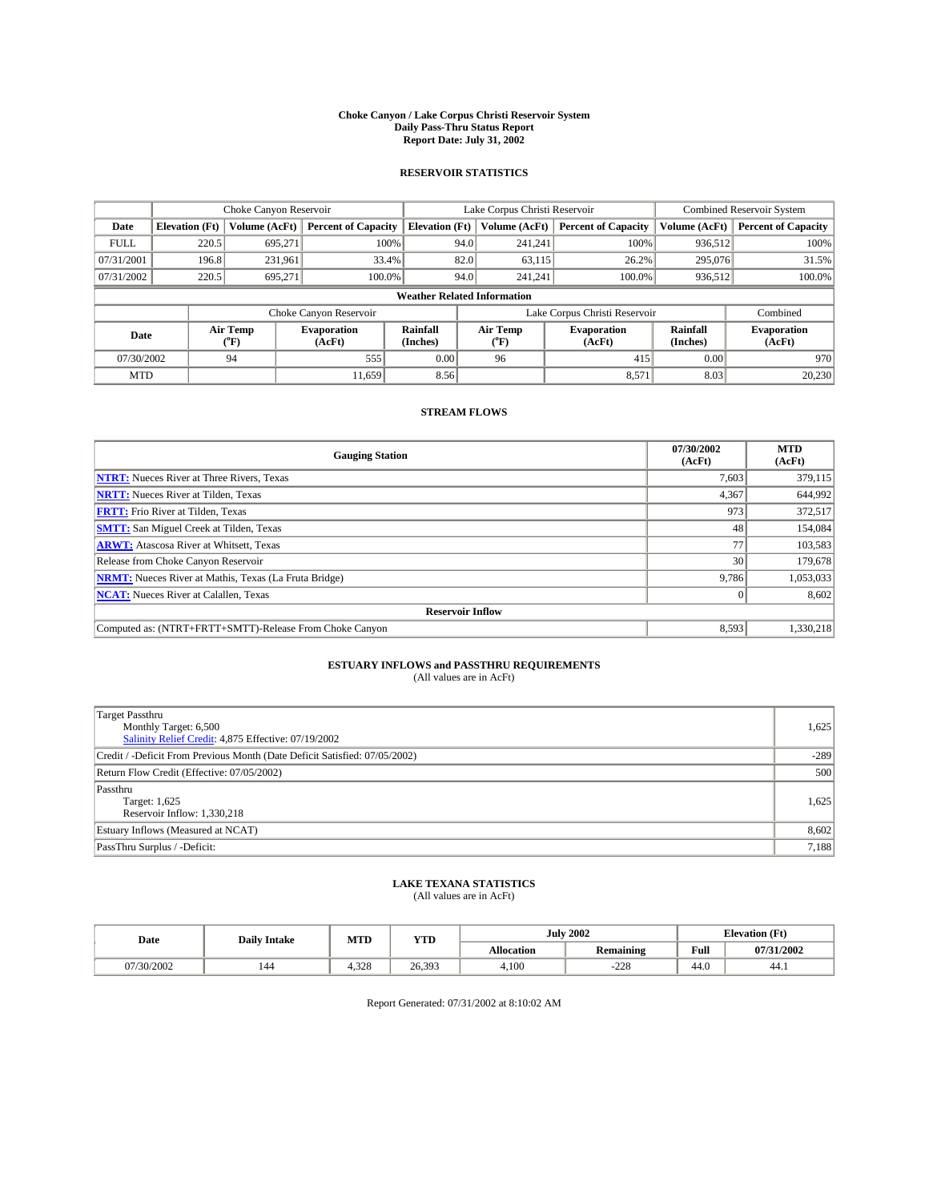# Choke Canyon / Lake Corpus Christi Reservoir System
## Daily Pass-Thru Status Report
### Report Date: July 31, 2002

## RESERVOIR STATISTICS

| | Choke Canyon Reservoir | | | Lake Corpus Christi Reservoir | | | Combined Reservoir System | |
|---|---|---|---|---|---|---|---|---|
| Date | Elevation (Ft) | Volume (AcFt) | Percent of Capacity | Elevation (Ft) | Volume (AcFt) | Percent of Capacity | Volume (AcFt) | Percent of Capacity |
| FULL | 220.5 | 695,271 | 100% | 94.0 | 241,241 | 100% | 936,512 | 100% |
| 07/31/2001 | 196.8 | 231,961 | 33.4% | 82.0 | 63,115 | 26.2% | 295,076 | 31.5% |
| 07/31/2002 | 220.5 | 695,271 | 100.0% | 94.0 | 241,241 | 100.0% | 936,512 | 100.0% |

**Weather Related Information**

| | Choke Canyon Reservoir | | | Lake Corpus Christi Reservoir | | | Combined |
|---|---|---|---|---|---|---|---|
| Date | Air Temp (°F) | Evaporation (AcFt) | Rainfall (Inches) | Air Temp (°F) | Evaporation (AcFt) | Rainfall (Inches) | Evaporation (AcFt) |
| 07/30/2002 | 94 | 555 | 0.00 | 96 | 415 | 0.00 | 970 |
| MTD | | 11,659 | 8.56 | | 8,571 | 8.03 | 20,230 |

## STREAM FLOWS

| Gauging Station | 07/30/2002 (AcFt) | MTD (AcFt) |
|---|---|---|
| NTRT: Nueces River at Three Rivers, Texas | 7,603 | 379,115 |
| NRTT: Nueces River at Tilden, Texas | 4,367 | 644,992 |
| FRTT: Frio River at Tilden, Texas | 973 | 372,517 |
| SMTT: San Miguel Creek at Tilden, Texas | 48 | 154,084 |
| ARWT: Atascosa River at Whitsett, Texas | 77 | 103,583 |
| Release from Choke Canyon Reservoir | 30 | 179,678 |
| NRMT: Nueces River at Mathis, Texas (La Fruta Bridge) | 9,786 | 1,053,033 |
| NCAT: Nueces River at Calallen, Texas | 0 | 8,602 |
| **Reservoir Inflow** | | |
| Computed as: (NTRT+FRTT+SMTT)-Release From Choke Canyon | 8,593 | 1,330,218 |

## ESTUARY INFLOWS and PASSTHRU REQUIREMENTS
(All values are in AcFt)

| | |
|---|---|
| Target Passthru<br>Monthly Target: 6,500<br>Salinity Relief Credit: 4,875 Effective: 07/19/2002 | 1,625 |
| Credit / -Deficit From Previous Month (Date Deficit Satisfied: 07/05/2002) | -289 |
| Return Flow Credit (Effective: 07/05/2002) | 500 |
| Passthru<br>Target: 1,625<br>Reservoir Inflow: 1,330,218 | 1,625 |
| Estuary Inflows (Measured at NCAT) | 8,602 |
| PassThru Surplus / -Deficit: | 7,188 |

## LAKE TEXANA STATISTICS
(All values are in AcFt)

| Date | Daily Intake | MTD | YTD | July 2002 | | Elevation (Ft) | |
|---|---|---|---|---|---|---|---|
| | | | | Allocation | Remaining | Full | 07/31/2002 |
| 07/30/2002 | 144 | 4,328 | 26,393 | 4,100 | -228 | 44.0 | 44.1 |

Report Generated: 07/31/2002 at 8:10:02 AM